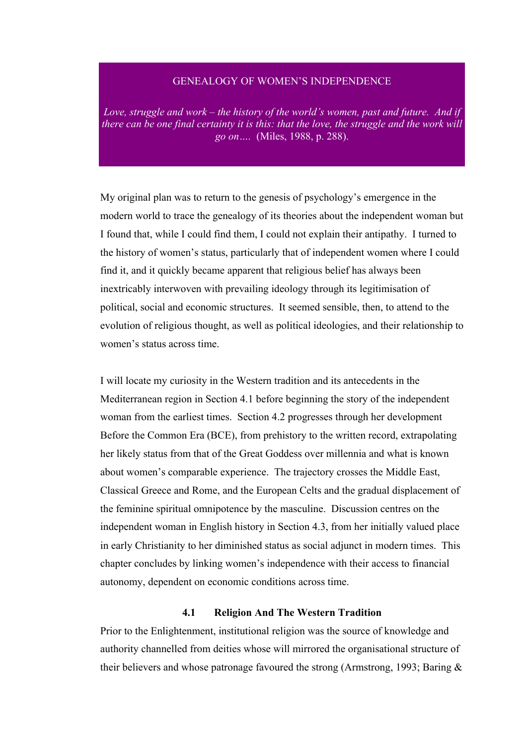# GENEALOGY OF WOMEN'S INDEPENDENCE

*Love, struggle and work – the history of the world's women, past and future. And if there can be one final certainty it is this: that the love, the struggle and the work will go on….* (Miles, 1988, p. 288).

My original plan was to return to the genesis of psychology's emergence in the modern world to trace the genealogy of its theories about the independent woman but I found that, while I could find them, I could not explain their antipathy. I turned to the history of women's status, particularly that of independent women where I could find it, and it quickly became apparent that religious belief has always been inextricably interwoven with prevailing ideology through its legitimisation of political, social and economic structures. It seemed sensible, then, to attend to the evolution of religious thought, as well as political ideologies, and their relationship to women's status across time.

I will locate my curiosity in the Western tradition and its antecedents in the Mediterranean region in Section 4.1 before beginning the story of the independent woman from the earliest times. Section 4.2 progresses through her development Before the Common Era (BCE), from prehistory to the written record, extrapolating her likely status from that of the Great Goddess over millennia and what is known about women's comparable experience. The trajectory crosses the Middle East, Classical Greece and Rome, and the European Celts and the gradual displacement of the feminine spiritual omnipotence by the masculine. Discussion centres on the independent woman in English history in Section 4.3, from her initially valued place in early Christianity to her diminished status as social adjunct in modern times. This chapter concludes by linking women's independence with their access to financial autonomy, dependent on economic conditions across time.

## 4.1 Religion And The Western Tradition

Prior to the Enlightenment, institutional religion was the source of knowledge and authority channelled from deities whose will mirrored the organisational structure of their believers and whose patronage favoured the strong (Armstrong, 1993; Baring &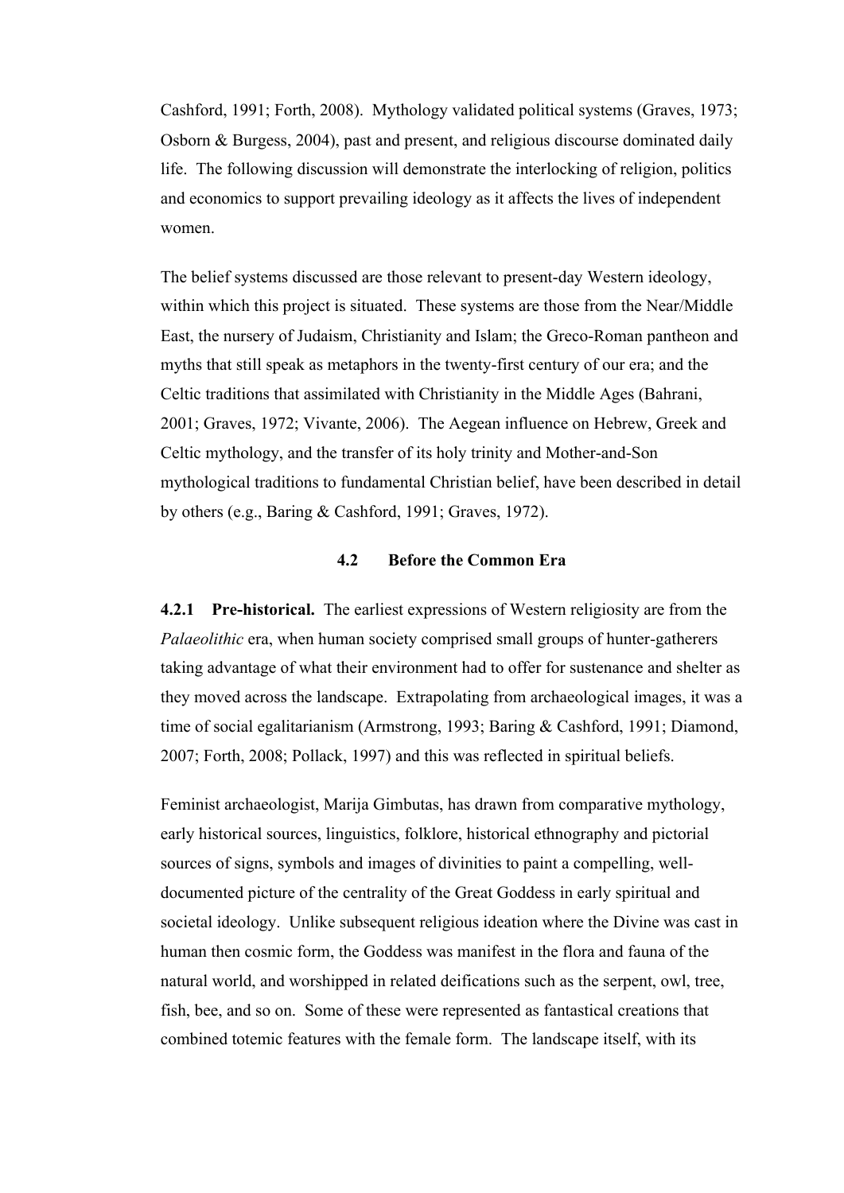Cashford, 1991; Forth, 2008). Mythology validated political systems (Graves, 1973; Osborn & Burgess, 2004), past and present, and religious discourse dominated daily life. The following discussion will demonstrate the interlocking of religion, politics and economics to support prevailing ideology as it affects the lives of independent women.

The belief systems discussed are those relevant to present-day Western ideology, within which this project is situated. These systems are those from the Near/Middle East, the nursery of Judaism, Christianity and Islam; the Greco-Roman pantheon and myths that still speak as metaphors in the twenty-first century of our era; and the Celtic traditions that assimilated with Christianity in the Middle Ages (Bahrani, 2001; Graves, 1972; Vivante, 2006). The Aegean influence on Hebrew, Greek and Celtic mythology, and the transfer of its holy trinity and Mother-and-Son mythological traditions to fundamental Christian belief, have been described in detail by others (e.g., Baring & Cashford, 1991; Graves, 1972).

## 4.2 Before the Common Era

**4.2.1 Pre-historical.** The earliest expressions of Western religiosity are from the *Palaeolithic* era, when human society comprised small groups of hunter-gatherers taking advantage of what their environment had to offer for sustenance and shelter as they moved across the landscape. Extrapolating from archaeological images, it was a time of social egalitarianism (Armstrong, 1993; Baring & Cashford, 1991; Diamond, 2007; Forth, 2008; Pollack, 1997) and this was reflected in spiritual beliefs.

Feminist archaeologist, Marija Gimbutas, has drawn from comparative mythology, early historical sources, linguistics, folklore, historical ethnography and pictorial sources of signs, symbols and images of divinities to paint a compelling, well-documented picture of the centrality of the Great Goddess in early spiritual and societal ideology. Unlike subsequent religious ideation where the Divine was cast in human then cosmic form, the Goddess was manifest in the flora and fauna of the natural world, and worshipped in related deifications such as the serpent, owl, tree, fish, bee, and so on. Some of these were represented as fantastical creations that combined totemic features with the female form. The landscape itself, with its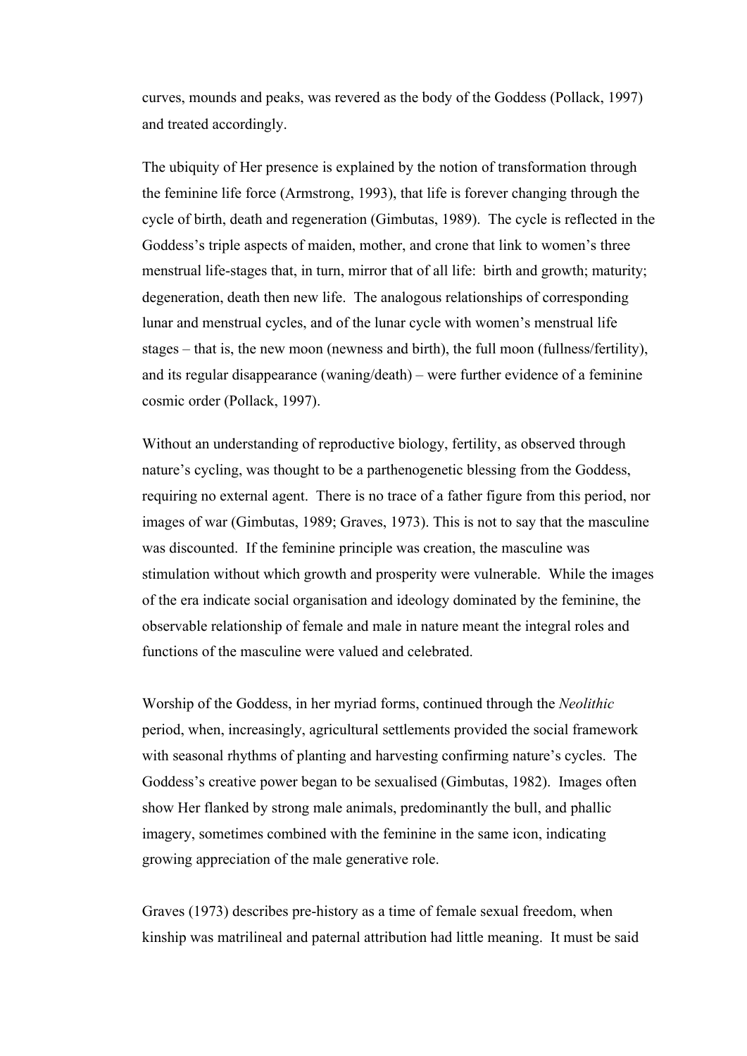curves, mounds and peaks, was revered as the body of the Goddess (Pollack, 1997) and treated accordingly.

The ubiquity of Her presence is explained by the notion of transformation through the feminine life force (Armstrong, 1993), that life is forever changing through the cycle of birth, death and regeneration (Gimbutas, 1989). The cycle is reflected in the Goddess's triple aspects of maiden, mother, and crone that link to women's three menstrual life-stages that, in turn, mirror that of all life: birth and growth; maturity; degeneration, death then new life. The analogous relationships of corresponding lunar and menstrual cycles, and of the lunar cycle with women's menstrual life stages – that is, the new moon (newness and birth), the full moon (fullness/fertility), and its regular disappearance (waning/death) – were further evidence of a feminine cosmic order (Pollack, 1997).

Without an understanding of reproductive biology, fertility, as observed through nature's cycling, was thought to be a parthenogenetic blessing from the Goddess, requiring no external agent. There is no trace of a father figure from this period, nor images of war (Gimbutas, 1989; Graves, 1973). This is not to say that the masculine was discounted. If the feminine principle was creation, the masculine was stimulation without which growth and prosperity were vulnerable. While the images of the era indicate social organisation and ideology dominated by the feminine, the observable relationship of female and male in nature meant the integral roles and functions of the masculine were valued and celebrated.

Worship of the Goddess, in her myriad forms, continued through the *Neolithic* period, when, increasingly, agricultural settlements provided the social framework with seasonal rhythms of planting and harvesting confirming nature's cycles. The Goddess's creative power began to be sexualised (Gimbutas, 1982). Images often show Her flanked by strong male animals, predominantly the bull, and phallic imagery, sometimes combined with the feminine in the same icon, indicating growing appreciation of the male generative role.

Graves (1973) describes pre-history as a time of female sexual freedom, when kinship was matrilineal and paternal attribution had little meaning. It must be said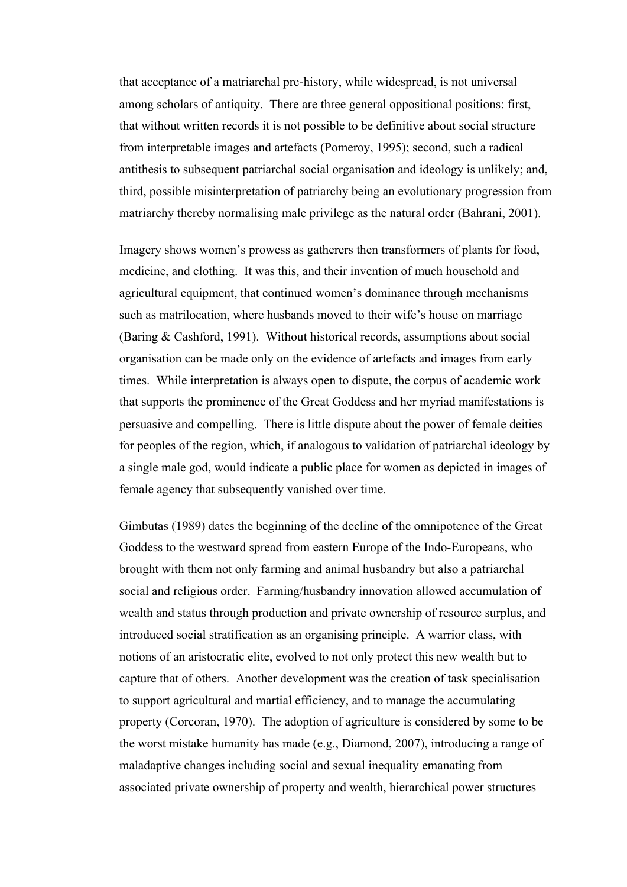that acceptance of a matriarchal pre-history, while widespread, is not universal among scholars of antiquity. There are three general oppositional positions: first, that without written records it is not possible to be definitive about social structure from interpretable images and artefacts (Pomeroy, 1995); second, such a radical antithesis to subsequent patriarchal social organisation and ideology is unlikely; and, third, possible misinterpretation of patriarchy being an evolutionary progression from matriarchy thereby normalising male privilege as the natural order (Bahrani, 2001).

Imagery shows women's prowess as gatherers then transformers of plants for food, medicine, and clothing. It was this, and their invention of much household and agricultural equipment, that continued women's dominance through mechanisms such as matrilocation, where husbands moved to their wife's house on marriage (Baring & Cashford, 1991). Without historical records, assumptions about social organisation can be made only on the evidence of artefacts and images from early times. While interpretation is always open to dispute, the corpus of academic work that supports the prominence of the Great Goddess and her myriad manifestations is persuasive and compelling. There is little dispute about the power of female deities for peoples of the region, which, if analogous to validation of patriarchal ideology by a single male god, would indicate a public place for women as depicted in images of female agency that subsequently vanished over time.

Gimbutas (1989) dates the beginning of the decline of the omnipotence of the Great Goddess to the westward spread from eastern Europe of the Indo-Europeans, who brought with them not only farming and animal husbandry but also a patriarchal social and religious order. Farming/husbandry innovation allowed accumulation of wealth and status through production and private ownership of resource surplus, and introduced social stratification as an organising principle. A warrior class, with notions of an aristocratic elite, evolved to not only protect this new wealth but to capture that of others. Another development was the creation of task specialisation to support agricultural and martial efficiency, and to manage the accumulating property (Corcoran, 1970). The adoption of agriculture is considered by some to be the worst mistake humanity has made (e.g., Diamond, 2007), introducing a range of maladaptive changes including social and sexual inequality emanating from associated private ownership of property and wealth, hierarchical power structures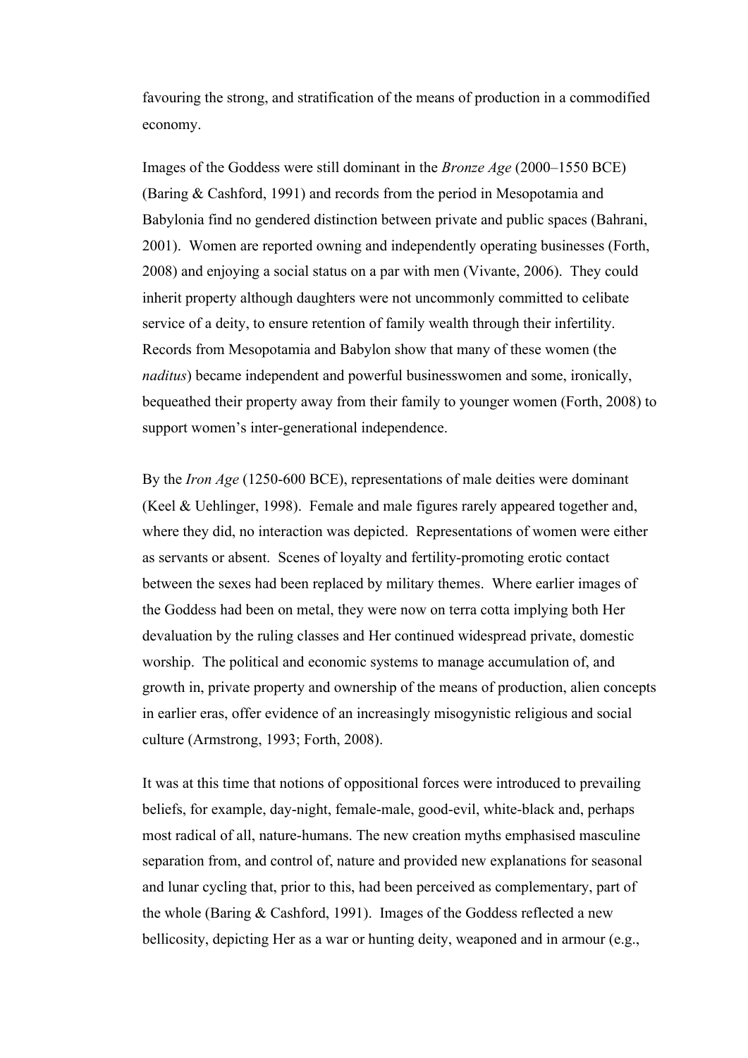favouring the strong, and stratification of the means of production in a commodified economy.

Images of the Goddess were still dominant in the *Bronze Age* (2000–1550 BCE) (Baring & Cashford, 1991) and records from the period in Mesopotamia and Babylonia find no gendered distinction between private and public spaces (Bahrani, 2001). Women are reported owning and independently operating businesses (Forth, 2008) and enjoying a social status on a par with men (Vivante, 2006). They could inherit property although daughters were not uncommonly committed to celibate service of a deity, to ensure retention of family wealth through their infertility. Records from Mesopotamia and Babylon show that many of these women (the *naditus*) became independent and powerful businesswomen and some, ironically, bequeathed their property away from their family to younger women (Forth, 2008) to support women's inter-generational independence.

By the *Iron Age* (1250-600 BCE), representations of male deities were dominant (Keel & Uehlinger, 1998). Female and male figures rarely appeared together and, where they did, no interaction was depicted. Representations of women were either as servants or absent. Scenes of loyalty and fertility-promoting erotic contact between the sexes had been replaced by military themes. Where earlier images of the Goddess had been on metal, they were now on terra cotta implying both Her devaluation by the ruling classes and Her continued widespread private, domestic worship. The political and economic systems to manage accumulation of, and growth in, private property and ownership of the means of production, alien concepts in earlier eras, offer evidence of an increasingly misogynistic religious and social culture (Armstrong, 1993; Forth, 2008).

It was at this time that notions of oppositional forces were introduced to prevailing beliefs, for example, day-night, female-male, good-evil, white-black and, perhaps most radical of all, nature-humans. The new creation myths emphasised masculine separation from, and control of, nature and provided new explanations for seasonal and lunar cycling that, prior to this, had been perceived as complementary, part of the whole (Baring & Cashford, 1991). Images of the Goddess reflected a new bellicosity, depicting Her as a war or hunting deity, weaponed and in armour (e.g.,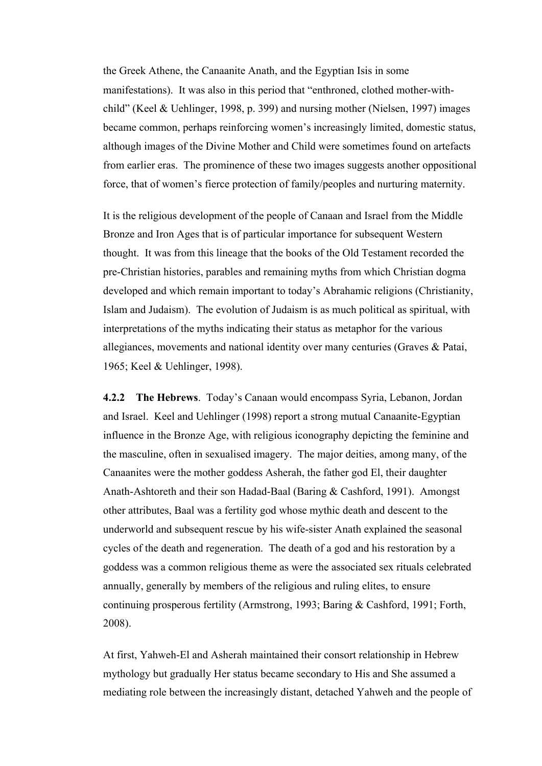the Greek Athene, the Canaanite Anath, and the Egyptian Isis in some manifestations). It was also in this period that "enthroned, clothed mother-with-child" (Keel & Uehlinger, 1998, p. 399) and nursing mother (Nielsen, 1997) images became common, perhaps reinforcing women's increasingly limited, domestic status, although images of the Divine Mother and Child were sometimes found on artefacts from earlier eras. The prominence of these two images suggests another oppositional force, that of women's fierce protection of family/peoples and nurturing maternity.

It is the religious development of the people of Canaan and Israel from the Middle Bronze and Iron Ages that is of particular importance for subsequent Western thought. It was from this lineage that the books of the Old Testament recorded the pre-Christian histories, parables and remaining myths from which Christian dogma developed and which remain important to today's Abrahamic religions (Christianity, Islam and Judaism). The evolution of Judaism is as much political as spiritual, with interpretations of the myths indicating their status as metaphor for the various allegiances, movements and national identity over many centuries (Graves & Patai, 1965; Keel & Uehlinger, 1998).

**4.2.2 The Hebrews**. Today's Canaan would encompass Syria, Lebanon, Jordan and Israel. Keel and Uehlinger (1998) report a strong mutual Canaanite-Egyptian influence in the Bronze Age, with religious iconography depicting the feminine and the masculine, often in sexualised imagery. The major deities, among many, of the Canaanites were the mother goddess Asherah, the father god El, their daughter Anath-Ashtoreth and their son Hadad-Baal (Baring & Cashford, 1991). Amongst other attributes, Baal was a fertility god whose mythic death and descent to the underworld and subsequent rescue by his wife-sister Anath explained the seasonal cycles of the death and regeneration. The death of a god and his restoration by a goddess was a common religious theme as were the associated sex rituals celebrated annually, generally by members of the religious and ruling elites, to ensure continuing prosperous fertility (Armstrong, 1993; Baring & Cashford, 1991; Forth, 2008).

At first, Yahweh-El and Asherah maintained their consort relationship in Hebrew mythology but gradually Her status became secondary to His and She assumed a mediating role between the increasingly distant, detached Yahweh and the people of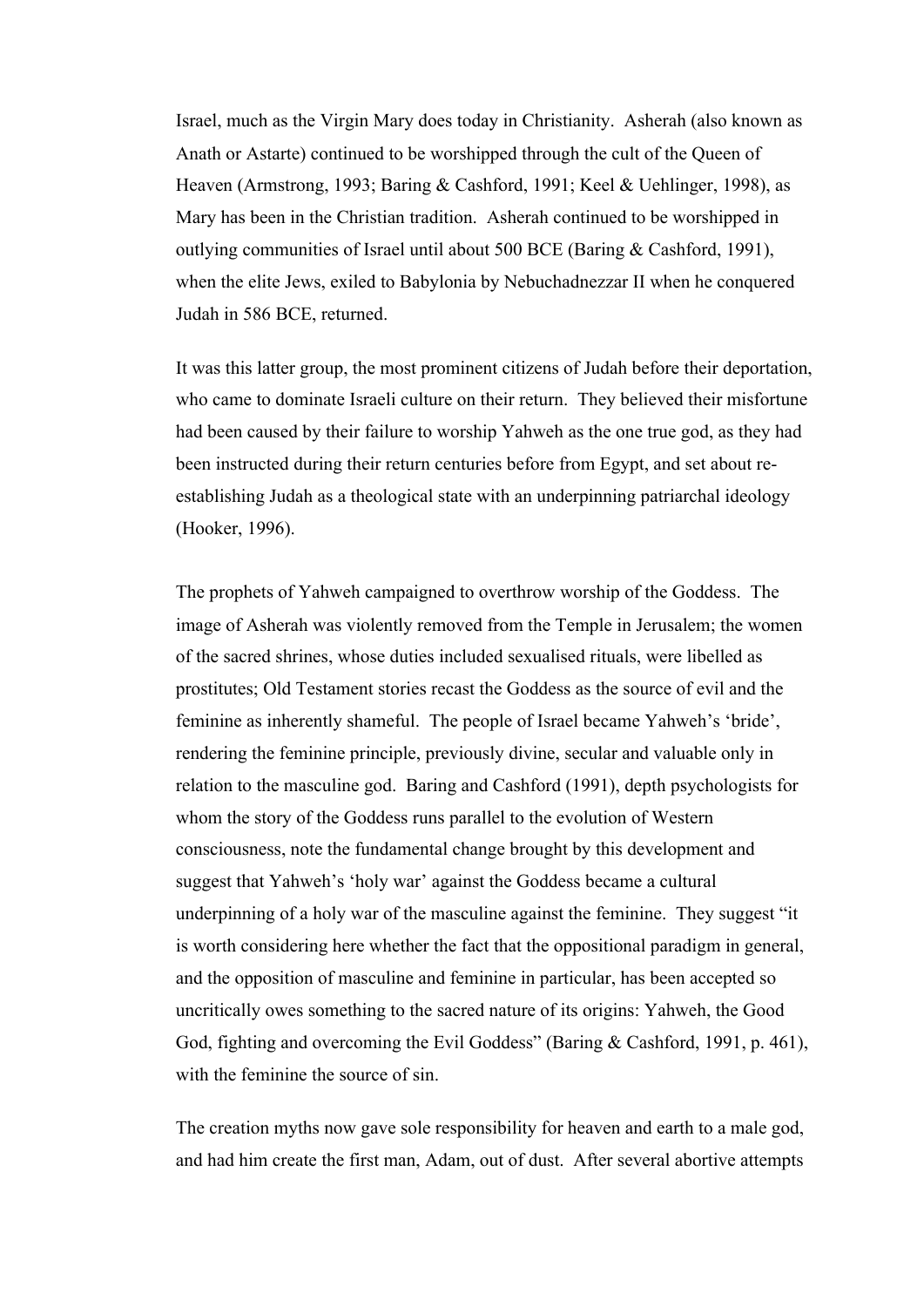Israel, much as the Virgin Mary does today in Christianity. Asherah (also known as Anath or Astarte) continued to be worshipped through the cult of the Queen of Heaven (Armstrong, 1993; Baring & Cashford, 1991; Keel & Uehlinger, 1998), as Mary has been in the Christian tradition. Asherah continued to be worshipped in outlying communities of Israel until about 500 BCE (Baring & Cashford, 1991), when the elite Jews, exiled to Babylonia by Nebuchadnezzar II when he conquered Judah in 586 BCE, returned.

It was this latter group, the most prominent citizens of Judah before their deportation, who came to dominate Israeli culture on their return. They believed their misfortune had been caused by their failure to worship Yahweh as the one true god, as they had been instructed during their return centuries before from Egypt, and set about re-establishing Judah as a theological state with an underpinning patriarchal ideology (Hooker, 1996).

The prophets of Yahweh campaigned to overthrow worship of the Goddess. The image of Asherah was violently removed from the Temple in Jerusalem; the women of the sacred shrines, whose duties included sexualised rituals, were libelled as prostitutes; Old Testament stories recast the Goddess as the source of evil and the feminine as inherently shameful. The people of Israel became Yahweh's 'bride', rendering the feminine principle, previously divine, secular and valuable only in relation to the masculine god. Baring and Cashford (1991), depth psychologists for whom the story of the Goddess runs parallel to the evolution of Western consciousness, note the fundamental change brought by this development and suggest that Yahweh's 'holy war' against the Goddess became a cultural underpinning of a holy war of the masculine against the feminine. They suggest "it is worth considering here whether the fact that the oppositional paradigm in general, and the opposition of masculine and feminine in particular, has been accepted so uncritically owes something to the sacred nature of its origins: Yahweh, the Good God, fighting and overcoming the Evil Goddess" (Baring & Cashford, 1991, p. 461), with the feminine the source of sin.

The creation myths now gave sole responsibility for heaven and earth to a male god, and had him create the first man, Adam, out of dust. After several abortive attempts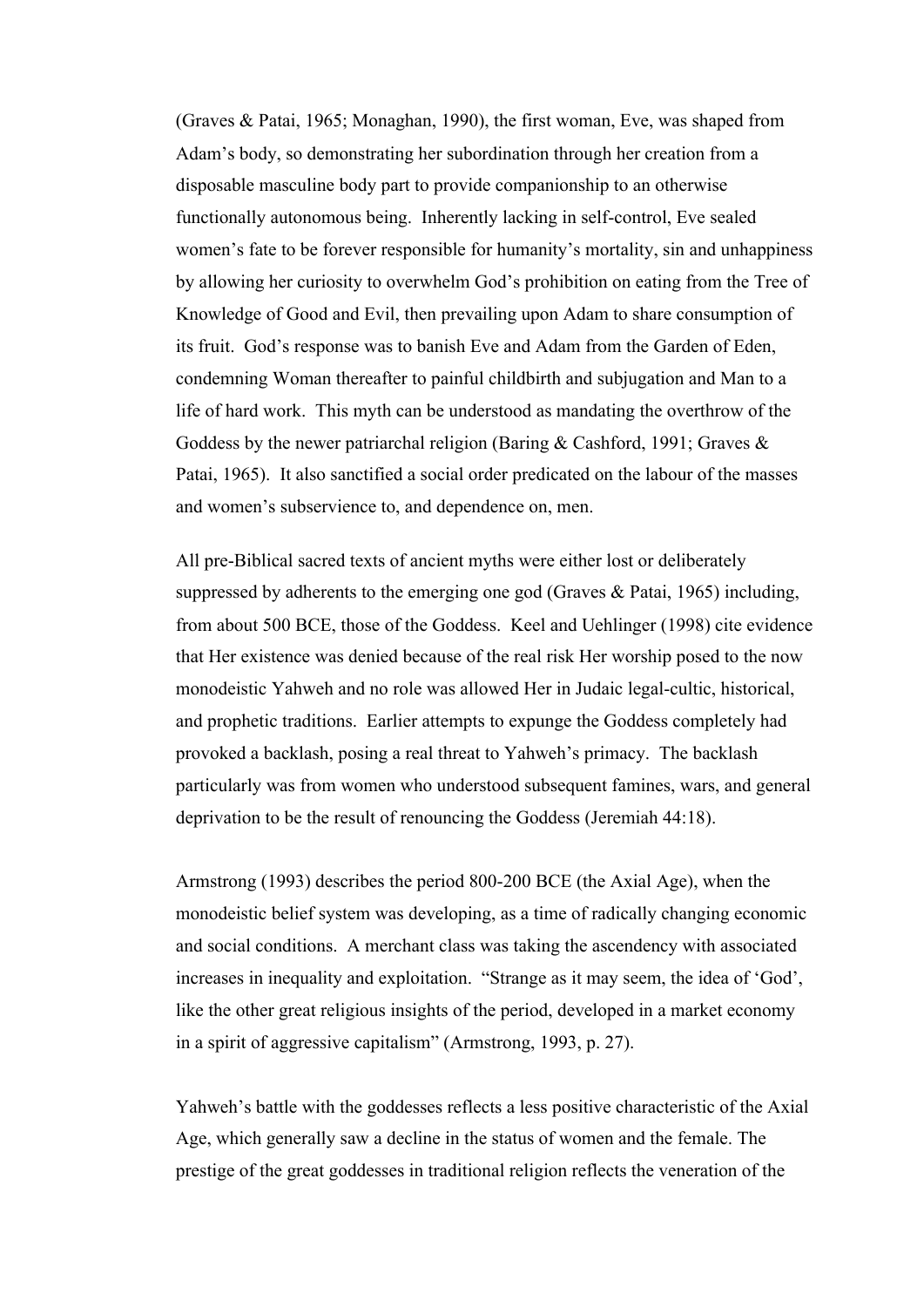(Graves & Patai, 1965; Monaghan, 1990), the first woman, Eve, was shaped from Adam's body, so demonstrating her subordination through her creation from a disposable masculine body part to provide companionship to an otherwise functionally autonomous being. Inherently lacking in self-control, Eve sealed women's fate to be forever responsible for humanity's mortality, sin and unhappiness by allowing her curiosity to overwhelm God's prohibition on eating from the Tree of Knowledge of Good and Evil, then prevailing upon Adam to share consumption of its fruit. God's response was to banish Eve and Adam from the Garden of Eden, condemning Woman thereafter to painful childbirth and subjugation and Man to a life of hard work. This myth can be understood as mandating the overthrow of the Goddess by the newer patriarchal religion (Baring & Cashford, 1991; Graves & Patai, 1965). It also sanctified a social order predicated on the labour of the masses and women's subservience to, and dependence on, men.

All pre-Biblical sacred texts of ancient myths were either lost or deliberately suppressed by adherents to the emerging one god (Graves & Patai, 1965) including, from about 500 BCE, those of the Goddess. Keel and Uehlinger (1998) cite evidence that Her existence was denied because of the real risk Her worship posed to the now monodeistic Yahweh and no role was allowed Her in Judaic legal-cultic, historical, and prophetic traditions. Earlier attempts to expunge the Goddess completely had provoked a backlash, posing a real threat to Yahweh's primacy. The backlash particularly was from women who understood subsequent famines, wars, and general deprivation to be the result of renouncing the Goddess (Jeremiah 44:18).

Armstrong (1993) describes the period 800-200 BCE (the Axial Age), when the monodeistic belief system was developing, as a time of radically changing economic and social conditions. A merchant class was taking the ascendency with associated increases in inequality and exploitation. "Strange as it may seem, the idea of 'God', like the other great religious insights of the period, developed in a market economy in a spirit of aggressive capitalism" (Armstrong, 1993, p. 27).

Yahweh's battle with the goddesses reflects a less positive characteristic of the Axial Age, which generally saw a decline in the status of women and the female. The prestige of the great goddesses in traditional religion reflects the veneration of the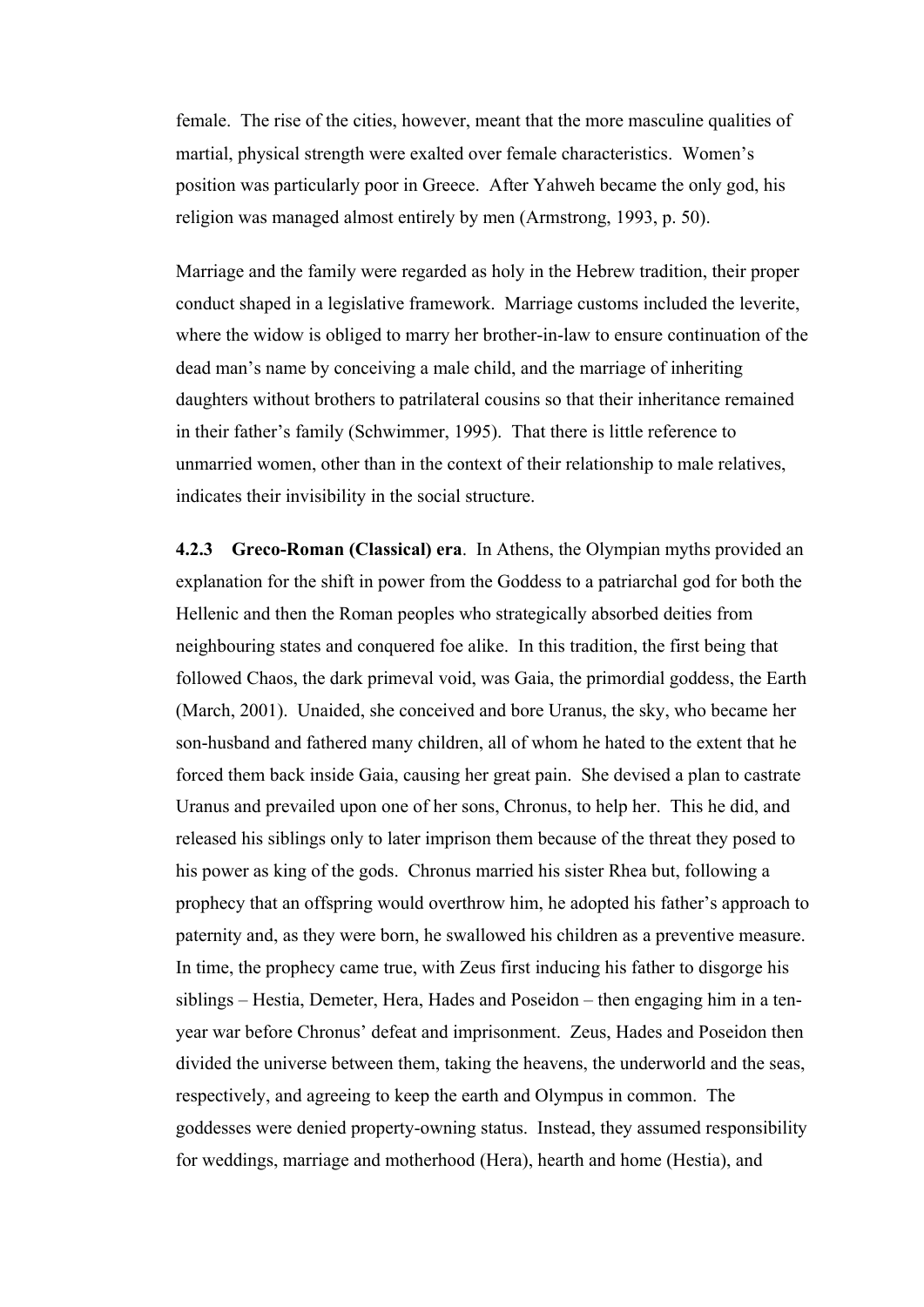female. The rise of the cities, however, meant that the more masculine qualities of martial, physical strength were exalted over female characteristics. Women's position was particularly poor in Greece. After Yahweh became the only god, his religion was managed almost entirely by men (Armstrong, 1993, p. 50).

Marriage and the family were regarded as holy in the Hebrew tradition, their proper conduct shaped in a legislative framework. Marriage customs included the leverite, where the widow is obliged to marry her brother-in-law to ensure continuation of the dead man's name by conceiving a male child, and the marriage of inheriting daughters without brothers to patrilateral cousins so that their inheritance remained in their father's family (Schwimmer, 1995). That there is little reference to unmarried women, other than in the context of their relationship to male relatives, indicates their invisibility in the social structure.

**4.2.3 Greco-Roman (Classical) era**. In Athens, the Olympian myths provided an explanation for the shift in power from the Goddess to a patriarchal god for both the Hellenic and then the Roman peoples who strategically absorbed deities from neighbouring states and conquered foe alike. In this tradition, the first being that followed Chaos, the dark primeval void, was Gaia, the primordial goddess, the Earth (March, 2001). Unaided, she conceived and bore Uranus, the sky, who became her son-husband and fathered many children, all of whom he hated to the extent that he forced them back inside Gaia, causing her great pain. She devised a plan to castrate Uranus and prevailed upon one of her sons, Chronus, to help her. This he did, and released his siblings only to later imprison them because of the threat they posed to his power as king of the gods. Chronus married his sister Rhea but, following a prophecy that an offspring would overthrow him, he adopted his father's approach to paternity and, as they were born, he swallowed his children as a preventive measure. In time, the prophecy came true, with Zeus first inducing his father to disgorge his siblings – Hestia, Demeter, Hera, Hades and Poseidon – then engaging him in a ten-year war before Chronus' defeat and imprisonment. Zeus, Hades and Poseidon then divided the universe between them, taking the heavens, the underworld and the seas, respectively, and agreeing to keep the earth and Olympus in common. The goddesses were denied property-owning status. Instead, they assumed responsibility for weddings, marriage and motherhood (Hera), hearth and home (Hestia), and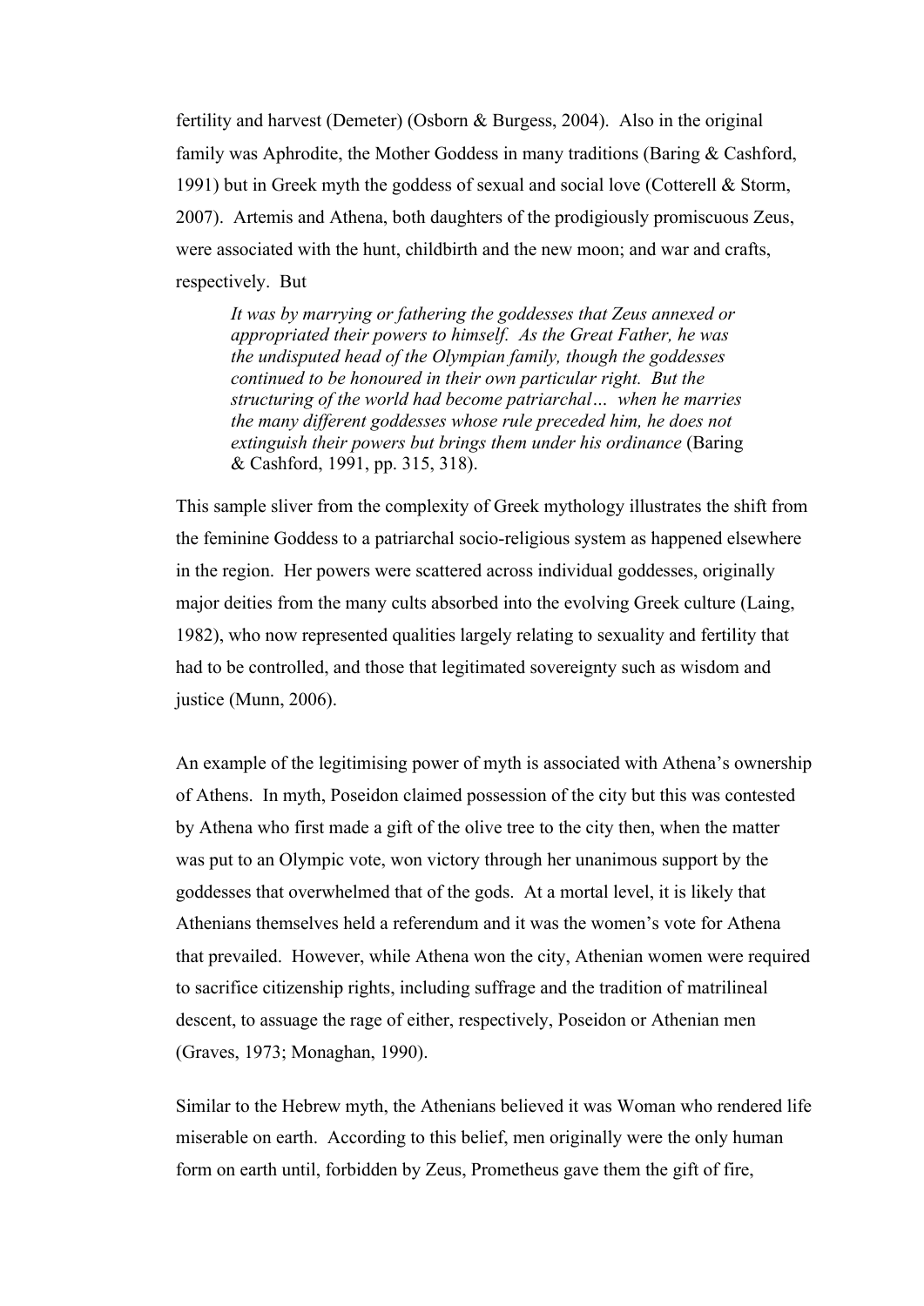fertility and harvest (Demeter) (Osborn & Burgess, 2004). Also in the original family was Aphrodite, the Mother Goddess in many traditions (Baring & Cashford, 1991) but in Greek myth the goddess of sexual and social love (Cotterell & Storm, 2007). Artemis and Athena, both daughters of the prodigiously promiscuous Zeus, were associated with the hunt, childbirth and the new moon; and war and crafts, respectively. But

> *It was by marrying or fathering the goddesses that Zeus annexed or appropriated their powers to himself. As the Great Father, he was the undisputed head of the Olympian family, though the goddesses continued to be honoured in their own particular right. But the structuring of the world had become patriarchal… when he marries the many different goddesses whose rule preceded him, he does not extinguish their powers but brings them under his ordinance* (Baring & Cashford, 1991, pp. 315, 318).

This sample sliver from the complexity of Greek mythology illustrates the shift from the feminine Goddess to a patriarchal socio-religious system as happened elsewhere in the region. Her powers were scattered across individual goddesses, originally major deities from the many cults absorbed into the evolving Greek culture (Laing, 1982), who now represented qualities largely relating to sexuality and fertility that had to be controlled, and those that legitimated sovereignty such as wisdom and justice (Munn, 2006).

An example of the legitimising power of myth is associated with Athena's ownership of Athens. In myth, Poseidon claimed possession of the city but this was contested by Athena who first made a gift of the olive tree to the city then, when the matter was put to an Olympic vote, won victory through her unanimous support by the goddesses that overwhelmed that of the gods. At a mortal level, it is likely that Athenians themselves held a referendum and it was the women's vote for Athena that prevailed. However, while Athena won the city, Athenian women were required to sacrifice citizenship rights, including suffrage and the tradition of matrilineal descent, to assuage the rage of either, respectively, Poseidon or Athenian men (Graves, 1973; Monaghan, 1990).

Similar to the Hebrew myth, the Athenians believed it was Woman who rendered life miserable on earth. According to this belief, men originally were the only human form on earth until, forbidden by Zeus, Prometheus gave them the gift of fire,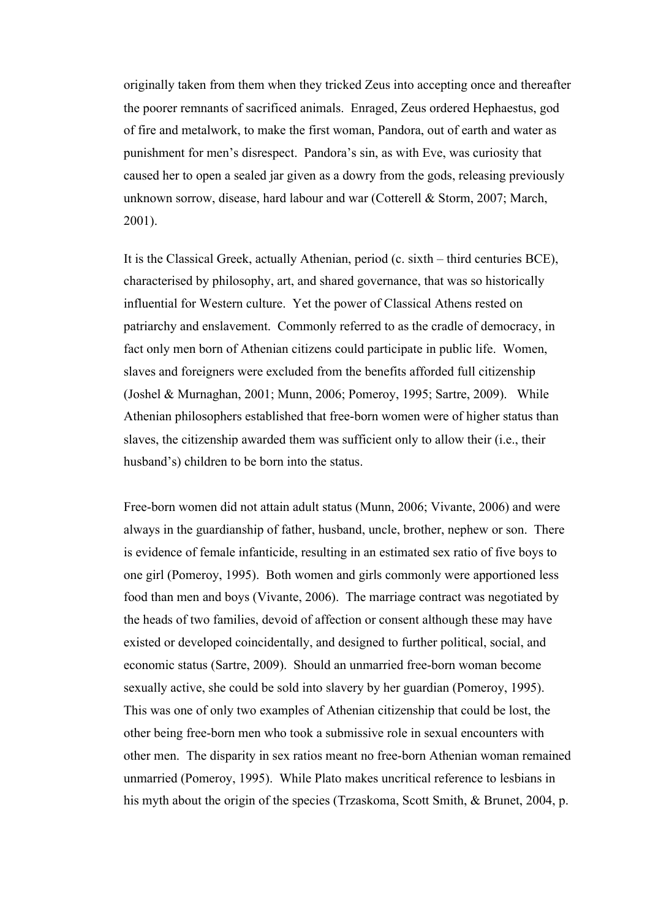originally taken from them when they tricked Zeus into accepting once and thereafter the poorer remnants of sacrificed animals. Enraged, Zeus ordered Hephaestus, god of fire and metalwork, to make the first woman, Pandora, out of earth and water as punishment for men's disrespect. Pandora's sin, as with Eve, was curiosity that caused her to open a sealed jar given as a dowry from the gods, releasing previously unknown sorrow, disease, hard labour and war (Cotterell & Storm, 2007; March, 2001).

It is the Classical Greek, actually Athenian, period (c. sixth – third centuries BCE), characterised by philosophy, art, and shared governance, that was so historically influential for Western culture. Yet the power of Classical Athens rested on patriarchy and enslavement. Commonly referred to as the cradle of democracy, in fact only men born of Athenian citizens could participate in public life. Women, slaves and foreigners were excluded from the benefits afforded full citizenship (Joshel & Murnaghan, 2001; Munn, 2006; Pomeroy, 1995; Sartre, 2009). While Athenian philosophers established that free-born women were of higher status than slaves, the citizenship awarded them was sufficient only to allow their (i.e., their husband's) children to be born into the status.

Free-born women did not attain adult status (Munn, 2006; Vivante, 2006) and were always in the guardianship of father, husband, uncle, brother, nephew or son. There is evidence of female infanticide, resulting in an estimated sex ratio of five boys to one girl (Pomeroy, 1995). Both women and girls commonly were apportioned less food than men and boys (Vivante, 2006). The marriage contract was negotiated by the heads of two families, devoid of affection or consent although these may have existed or developed coincidentally, and designed to further political, social, and economic status (Sartre, 2009). Should an unmarried free-born woman become sexually active, she could be sold into slavery by her guardian (Pomeroy, 1995). This was one of only two examples of Athenian citizenship that could be lost, the other being free-born men who took a submissive role in sexual encounters with other men. The disparity in sex ratios meant no free-born Athenian woman remained unmarried (Pomeroy, 1995). While Plato makes uncritical reference to lesbians in his myth about the origin of the species (Trzaskoma, Scott Smith, & Brunet, 2004, p.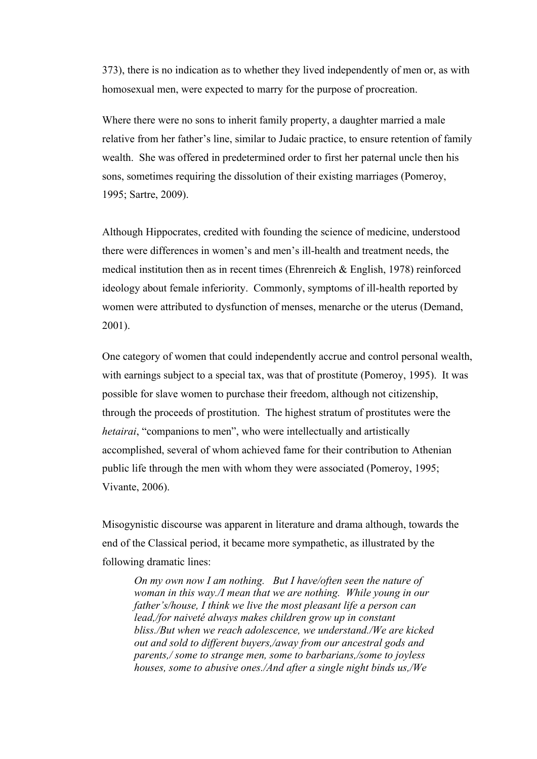373), there is no indication as to whether they lived independently of men or, as with homosexual men, were expected to marry for the purpose of procreation.

Where there were no sons to inherit family property, a daughter married a male relative from her father's line, similar to Judaic practice, to ensure retention of family wealth. She was offered in predetermined order to first her paternal uncle then his sons, sometimes requiring the dissolution of their existing marriages (Pomeroy, 1995; Sartre, 2009).

Although Hippocrates, credited with founding the science of medicine, understood there were differences in women's and men's ill-health and treatment needs, the medical institution then as in recent times (Ehrenreich & English, 1978) reinforced ideology about female inferiority. Commonly, symptoms of ill-health reported by women were attributed to dysfunction of menses, menarche or the uterus (Demand, 2001).

One category of women that could independently accrue and control personal wealth, with earnings subject to a special tax, was that of prostitute (Pomeroy, 1995). It was possible for slave women to purchase their freedom, although not citizenship, through the proceeds of prostitution. The highest stratum of prostitutes were the *hetairai*, "companions to men", who were intellectually and artistically accomplished, several of whom achieved fame for their contribution to Athenian public life through the men with whom they were associated (Pomeroy, 1995; Vivante, 2006).

Misogynistic discourse was apparent in literature and drama although, towards the end of the Classical period, it became more sympathetic, as illustrated by the following dramatic lines:

> *On my own now I am nothing. But I have/often seen the nature of woman in this way./I mean that we are nothing. While young in our father's/house, I think we live the most pleasant life a person can lead,/for naiveté always makes children grow up in constant bliss./But when we reach adolescence, we understand./We are kicked out and sold to different buyers,/away from our ancestral gods and parents,/ some to strange men, some to barbarians,/some to joyless houses, some to abusive ones./And after a single night binds us,/We*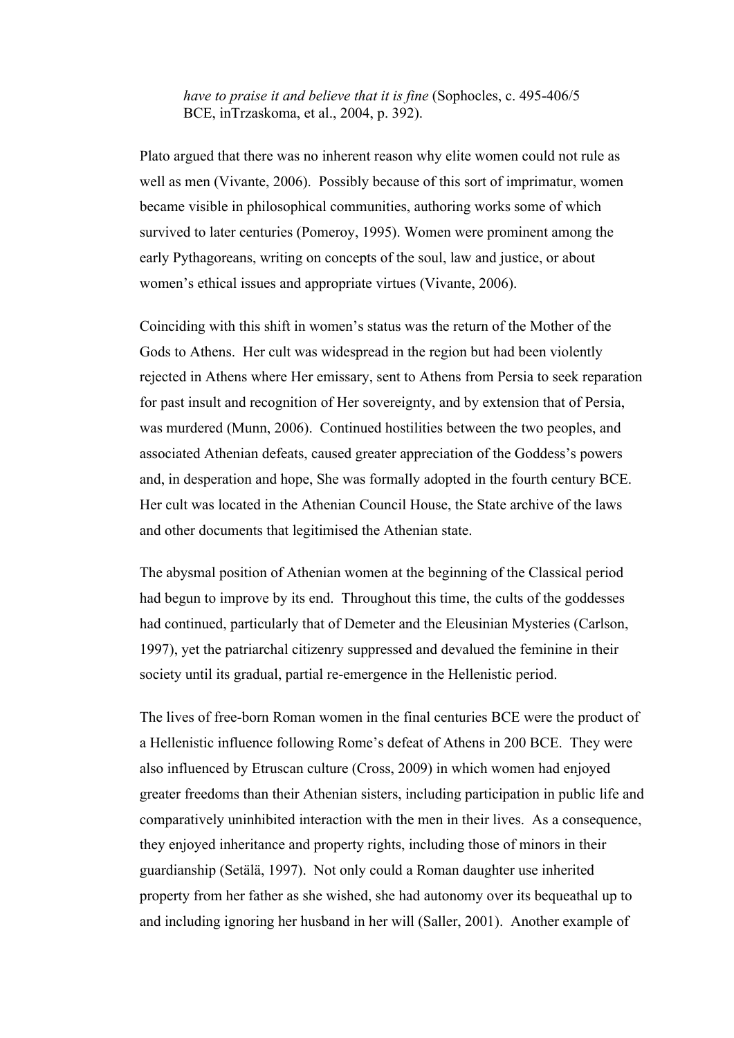> *have to praise it and believe that it is fine* (Sophocles, c. 495-406/5 BCE, inTrzaskoma, et al., 2004, p. 392).

Plato argued that there was no inherent reason why elite women could not rule as well as men (Vivante, 2006). Possibly because of this sort of imprimatur, women became visible in philosophical communities, authoring works some of which survived to later centuries (Pomeroy, 1995). Women were prominent among the early Pythagoreans, writing on concepts of the soul, law and justice, or about women's ethical issues and appropriate virtues (Vivante, 2006).

Coinciding with this shift in women's status was the return of the Mother of the Gods to Athens. Her cult was widespread in the region but had been violently rejected in Athens where Her emissary, sent to Athens from Persia to seek reparation for past insult and recognition of Her sovereignty, and by extension that of Persia, was murdered (Munn, 2006). Continued hostilities between the two peoples, and associated Athenian defeats, caused greater appreciation of the Goddess's powers and, in desperation and hope, She was formally adopted in the fourth century BCE. Her cult was located in the Athenian Council House, the State archive of the laws and other documents that legitimised the Athenian state.

The abysmal position of Athenian women at the beginning of the Classical period had begun to improve by its end. Throughout this time, the cults of the goddesses had continued, particularly that of Demeter and the Eleusinian Mysteries (Carlson, 1997), yet the patriarchal citizenry suppressed and devalued the feminine in their society until its gradual, partial re-emergence in the Hellenistic period.

The lives of free-born Roman women in the final centuries BCE were the product of a Hellenistic influence following Rome's defeat of Athens in 200 BCE. They were also influenced by Etruscan culture (Cross, 2009) in which women had enjoyed greater freedoms than their Athenian sisters, including participation in public life and comparatively uninhibited interaction with the men in their lives. As a consequence, they enjoyed inheritance and property rights, including those of minors in their guardianship (Setälä, 1997). Not only could a Roman daughter use inherited property from her father as she wished, she had autonomy over its bequeathal up to and including ignoring her husband in her will (Saller, 2001). Another example of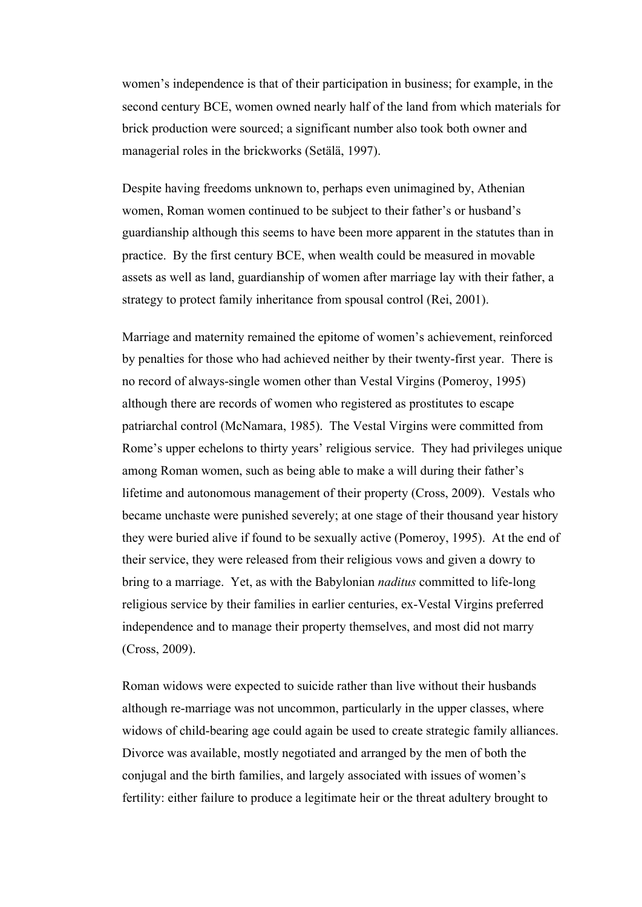women's independence is that of their participation in business; for example, in the second century BCE, women owned nearly half of the land from which materials for brick production were sourced; a significant number also took both owner and managerial roles in the brickworks (Setälä, 1997).

Despite having freedoms unknown to, perhaps even unimagined by, Athenian women, Roman women continued to be subject to their father's or husband's guardianship although this seems to have been more apparent in the statutes than in practice. By the first century BCE, when wealth could be measured in movable assets as well as land, guardianship of women after marriage lay with their father, a strategy to protect family inheritance from spousal control (Rei, 2001).

Marriage and maternity remained the epitome of women's achievement, reinforced by penalties for those who had achieved neither by their twenty-first year. There is no record of always-single women other than Vestal Virgins (Pomeroy, 1995) although there are records of women who registered as prostitutes to escape patriarchal control (McNamara, 1985). The Vestal Virgins were committed from Rome's upper echelons to thirty years' religious service. They had privileges unique among Roman women, such as being able to make a will during their father's lifetime and autonomous management of their property (Cross, 2009). Vestals who became unchaste were punished severely; at one stage of their thousand year history they were buried alive if found to be sexually active (Pomeroy, 1995). At the end of their service, they were released from their religious vows and given a dowry to bring to a marriage. Yet, as with the Babylonian *naditus* committed to life-long religious service by their families in earlier centuries, ex-Vestal Virgins preferred independence and to manage their property themselves, and most did not marry (Cross, 2009).

Roman widows were expected to suicide rather than live without their husbands although re-marriage was not uncommon, particularly in the upper classes, where widows of child-bearing age could again be used to create strategic family alliances. Divorce was available, mostly negotiated and arranged by the men of both the conjugal and the birth families, and largely associated with issues of women's fertility: either failure to produce a legitimate heir or the threat adultery brought to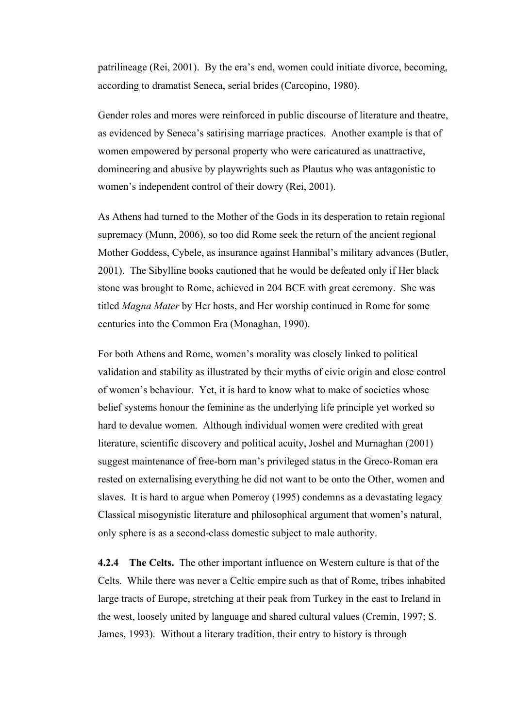patrilineage (Rei, 2001). By the era's end, women could initiate divorce, becoming, according to dramatist Seneca, serial brides (Carcopino, 1980).

Gender roles and mores were reinforced in public discourse of literature and theatre, as evidenced by Seneca's satirising marriage practices. Another example is that of women empowered by personal property who were caricatured as unattractive, domineering and abusive by playwrights such as Plautus who was antagonistic to women's independent control of their dowry (Rei, 2001).

As Athens had turned to the Mother of the Gods in its desperation to retain regional supremacy (Munn, 2006), so too did Rome seek the return of the ancient regional Mother Goddess, Cybele, as insurance against Hannibal's military advances (Butler, 2001). The Sibylline books cautioned that he would be defeated only if Her black stone was brought to Rome, achieved in 204 BCE with great ceremony. She was titled *Magna Mater* by Her hosts, and Her worship continued in Rome for some centuries into the Common Era (Monaghan, 1990).

For both Athens and Rome, women's morality was closely linked to political validation and stability as illustrated by their myths of civic origin and close control of women's behaviour. Yet, it is hard to know what to make of societies whose belief systems honour the feminine as the underlying life principle yet worked so hard to devalue women. Although individual women were credited with great literature, scientific discovery and political acuity, Joshel and Murnaghan (2001) suggest maintenance of free-born man's privileged status in the Greco-Roman era rested on externalising everything he did not want to be onto the Other, women and slaves. It is hard to argue when Pomeroy (1995) condemns as a devastating legacy Classical misogynistic literature and philosophical argument that women's natural, only sphere is as a second-class domestic subject to male authority.

**4.2.4 The Celts.** The other important influence on Western culture is that of the Celts. While there was never a Celtic empire such as that of Rome, tribes inhabited large tracts of Europe, stretching at their peak from Turkey in the east to Ireland in the west, loosely united by language and shared cultural values (Cremin, 1997; S. James, 1993). Without a literary tradition, their entry to history is through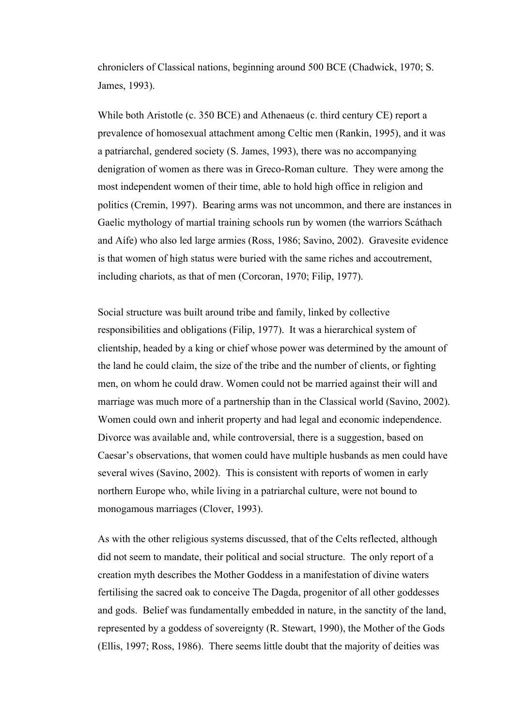chroniclers of Classical nations, beginning around 500 BCE (Chadwick, 1970; S. James, 1993).

While both Aristotle (c. 350 BCE) and Athenaeus (c. third century CE) report a prevalence of homosexual attachment among Celtic men (Rankin, 1995), and it was a patriarchal, gendered society (S. James, 1993), there was no accompanying denigration of women as there was in Greco-Roman culture. They were among the most independent women of their time, able to hold high office in religion and politics (Cremin, 1997). Bearing arms was not uncommon, and there are instances in Gaelic mythology of martial training schools run by women (the warriors Scáthach and Aífe) who also led large armies (Ross, 1986; Savino, 2002). Gravesite evidence is that women of high status were buried with the same riches and accoutrement, including chariots, as that of men (Corcoran, 1970; Filip, 1977).

Social structure was built around tribe and family, linked by collective responsibilities and obligations (Filip, 1977). It was a hierarchical system of clientship, headed by a king or chief whose power was determined by the amount of the land he could claim, the size of the tribe and the number of clients, or fighting men, on whom he could draw. Women could not be married against their will and marriage was much more of a partnership than in the Classical world (Savino, 2002). Women could own and inherit property and had legal and economic independence. Divorce was available and, while controversial, there is a suggestion, based on Caesar's observations, that women could have multiple husbands as men could have several wives (Savino, 2002). This is consistent with reports of women in early northern Europe who, while living in a patriarchal culture, were not bound to monogamous marriages (Clover, 1993).

As with the other religious systems discussed, that of the Celts reflected, although did not seem to mandate, their political and social structure. The only report of a creation myth describes the Mother Goddess in a manifestation of divine waters fertilising the sacred oak to conceive The Dagda, progenitor of all other goddesses and gods. Belief was fundamentally embedded in nature, in the sanctity of the land, represented by a goddess of sovereignty (R. Stewart, 1990), the Mother of the Gods (Ellis, 1997; Ross, 1986). There seems little doubt that the majority of deities was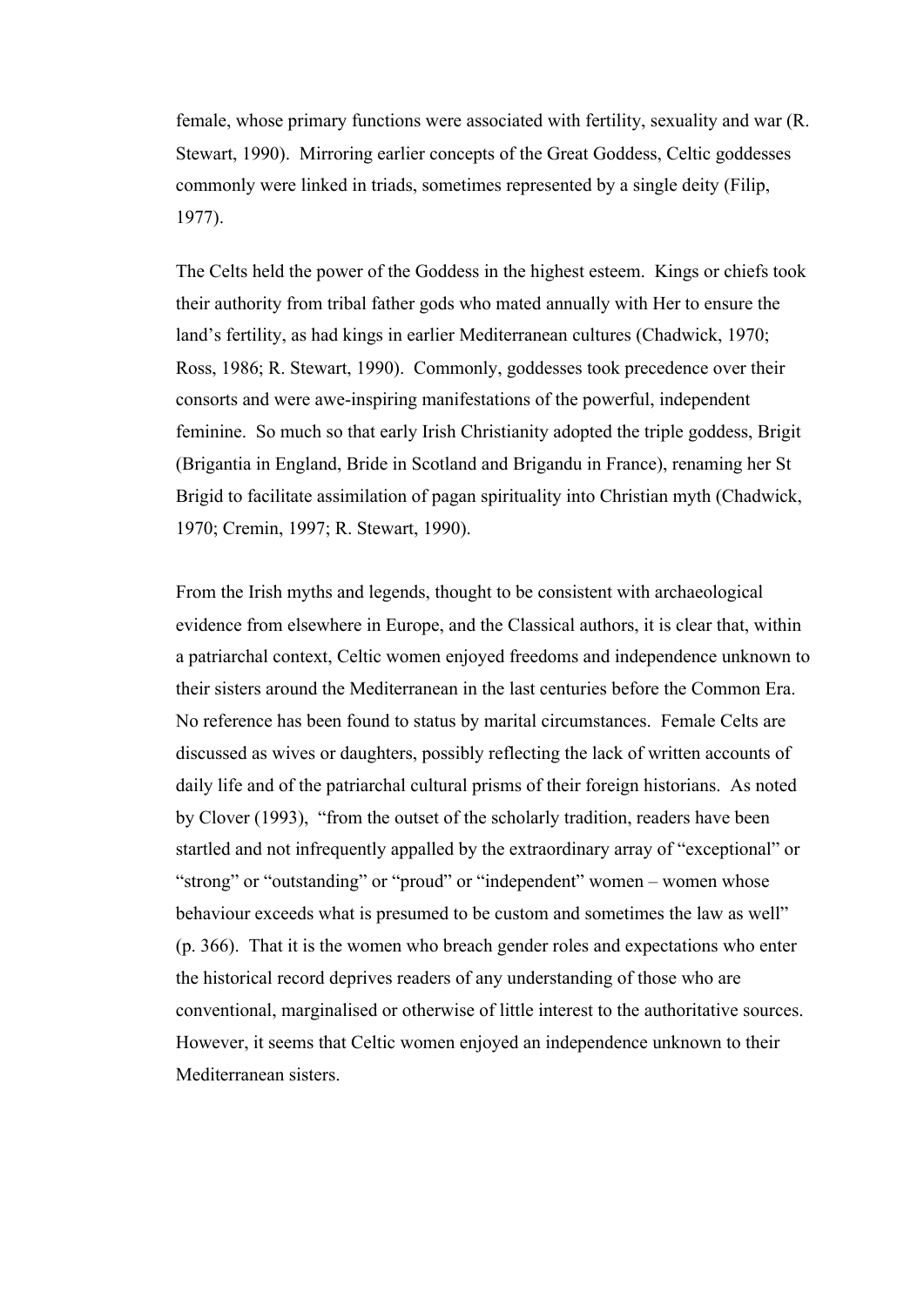female, whose primary functions were associated with fertility, sexuality and war (R. Stewart, 1990). Mirroring earlier concepts of the Great Goddess, Celtic goddesses commonly were linked in triads, sometimes represented by a single deity (Filip, 1977).

The Celts held the power of the Goddess in the highest esteem. Kings or chiefs took their authority from tribal father gods who mated annually with Her to ensure the land's fertility, as had kings in earlier Mediterranean cultures (Chadwick, 1970; Ross, 1986; R. Stewart, 1990). Commonly, goddesses took precedence over their consorts and were awe-inspiring manifestations of the powerful, independent feminine. So much so that early Irish Christianity adopted the triple goddess, Brigit (Brigantia in England, Bride in Scotland and Brigandu in France), renaming her St Brigid to facilitate assimilation of pagan spirituality into Christian myth (Chadwick, 1970; Cremin, 1997; R. Stewart, 1990).

From the Irish myths and legends, thought to be consistent with archaeological evidence from elsewhere in Europe, and the Classical authors, it is clear that, within a patriarchal context, Celtic women enjoyed freedoms and independence unknown to their sisters around the Mediterranean in the last centuries before the Common Era. No reference has been found to status by marital circumstances. Female Celts are discussed as wives or daughters, possibly reflecting the lack of written accounts of daily life and of the patriarchal cultural prisms of their foreign historians. As noted by Clover (1993), "from the outset of the scholarly tradition, readers have been startled and not infrequently appalled by the extraordinary array of "exceptional" or "strong" or "outstanding" or "proud" or "independent" women – women whose behaviour exceeds what is presumed to be custom and sometimes the law as well" (p. 366). That it is the women who breach gender roles and expectations who enter the historical record deprives readers of any understanding of those who are conventional, marginalised or otherwise of little interest to the authoritative sources. However, it seems that Celtic women enjoyed an independence unknown to their Mediterranean sisters.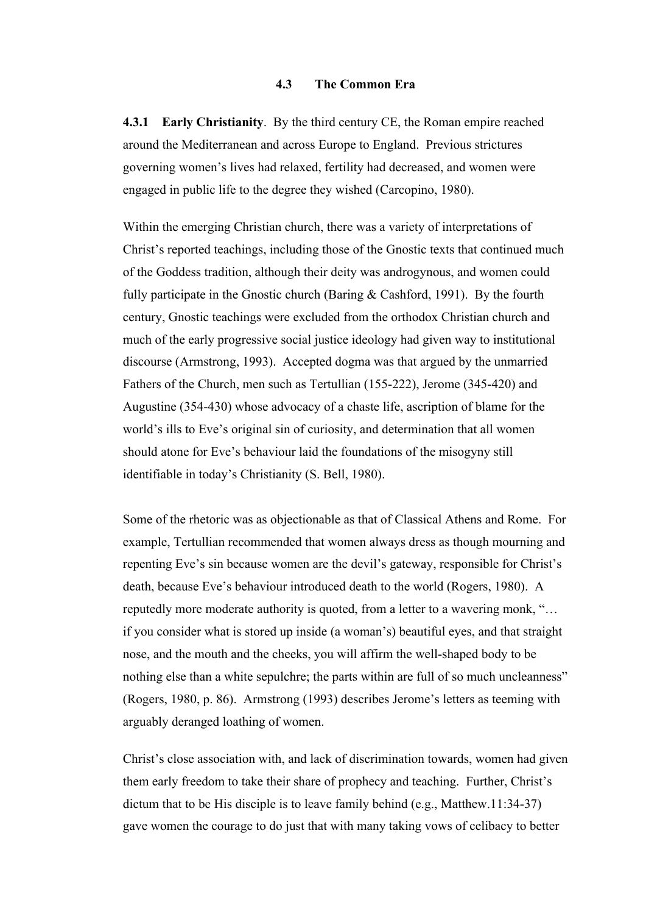## 4.3 The Common Era

**4.3.1 Early Christianity**. By the third century CE, the Roman empire reached around the Mediterranean and across Europe to England. Previous strictures governing women's lives had relaxed, fertility had decreased, and women were engaged in public life to the degree they wished (Carcopino, 1980).

Within the emerging Christian church, there was a variety of interpretations of Christ's reported teachings, including those of the Gnostic texts that continued much of the Goddess tradition, although their deity was androgynous, and women could fully participate in the Gnostic church (Baring & Cashford, 1991). By the fourth century, Gnostic teachings were excluded from the orthodox Christian church and much of the early progressive social justice ideology had given way to institutional discourse (Armstrong, 1993). Accepted dogma was that argued by the unmarried Fathers of the Church, men such as Tertullian (155-222), Jerome (345-420) and Augustine (354-430) whose advocacy of a chaste life, ascription of blame for the world's ills to Eve's original sin of curiosity, and determination that all women should atone for Eve's behaviour laid the foundations of the misogyny still identifiable in today's Christianity (S. Bell, 1980).

Some of the rhetoric was as objectionable as that of Classical Athens and Rome. For example, Tertullian recommended that women always dress as though mourning and repenting Eve's sin because women are the devil's gateway, responsible for Christ's death, because Eve's behaviour introduced death to the world (Rogers, 1980). A reputedly more moderate authority is quoted, from a letter to a wavering monk, "… if you consider what is stored up inside (a woman's) beautiful eyes, and that straight nose, and the mouth and the cheeks, you will affirm the well-shaped body to be nothing else than a white sepulchre; the parts within are full of so much uncleanness" (Rogers, 1980, p. 86). Armstrong (1993) describes Jerome's letters as teeming with arguably deranged loathing of women.

Christ's close association with, and lack of discrimination towards, women had given them early freedom to take their share of prophecy and teaching. Further, Christ's dictum that to be His disciple is to leave family behind (e.g., Matthew.11:34-37) gave women the courage to do just that with many taking vows of celibacy to better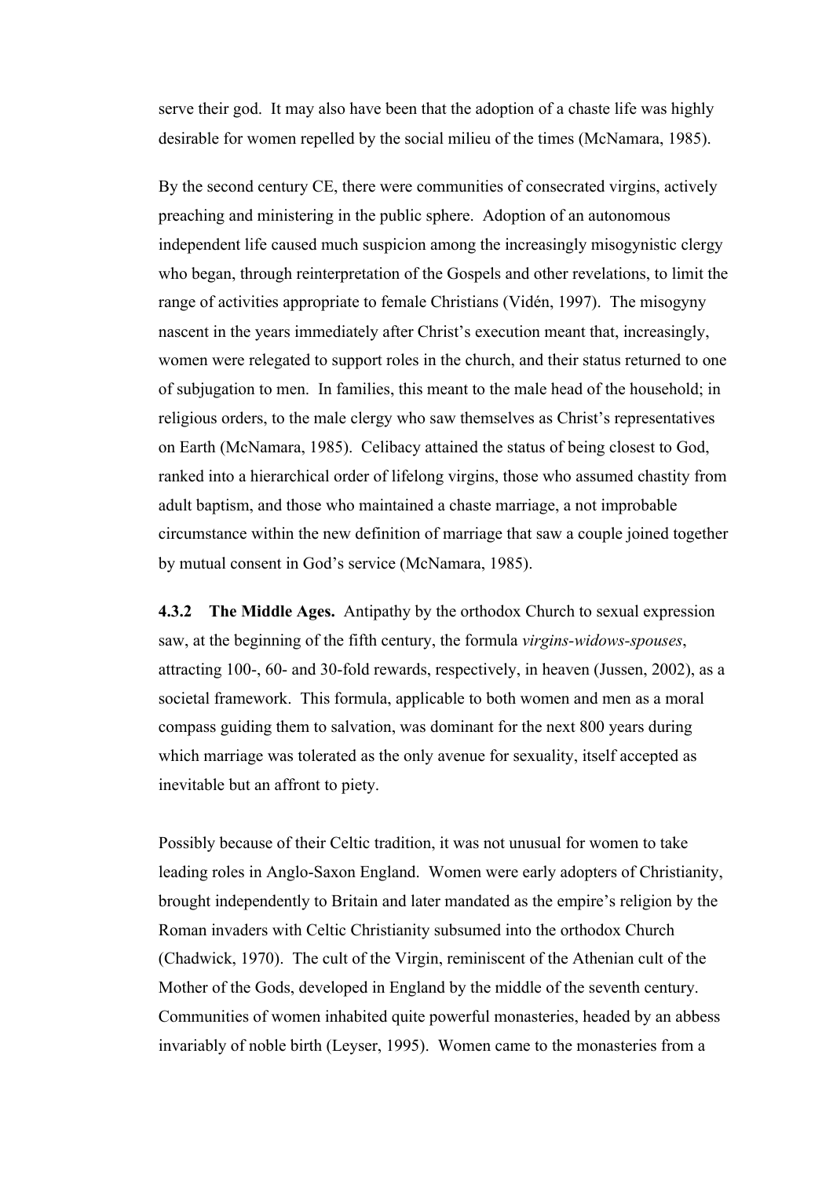serve their god. It may also have been that the adoption of a chaste life was highly desirable for women repelled by the social milieu of the times (McNamara, 1985).

By the second century CE, there were communities of consecrated virgins, actively preaching and ministering in the public sphere. Adoption of an autonomous independent life caused much suspicion among the increasingly misogynistic clergy who began, through reinterpretation of the Gospels and other revelations, to limit the range of activities appropriate to female Christians (Vidén, 1997). The misogyny nascent in the years immediately after Christ's execution meant that, increasingly, women were relegated to support roles in the church, and their status returned to one of subjugation to men. In families, this meant to the male head of the household; in religious orders, to the male clergy who saw themselves as Christ's representatives on Earth (McNamara, 1985). Celibacy attained the status of being closest to God, ranked into a hierarchical order of lifelong virgins, those who assumed chastity from adult baptism, and those who maintained a chaste marriage, a not improbable circumstance within the new definition of marriage that saw a couple joined together by mutual consent in God's service (McNamara, 1985).

**4.3.2 The Middle Ages.** Antipathy by the orthodox Church to sexual expression saw, at the beginning of the fifth century, the formula *virgins-widows-spouses*, attracting 100-, 60- and 30-fold rewards, respectively, in heaven (Jussen, 2002), as a societal framework. This formula, applicable to both women and men as a moral compass guiding them to salvation, was dominant for the next 800 years during which marriage was tolerated as the only avenue for sexuality, itself accepted as inevitable but an affront to piety.

Possibly because of their Celtic tradition, it was not unusual for women to take leading roles in Anglo-Saxon England. Women were early adopters of Christianity, brought independently to Britain and later mandated as the empire's religion by the Roman invaders with Celtic Christianity subsumed into the orthodox Church (Chadwick, 1970). The cult of the Virgin, reminiscent of the Athenian cult of the Mother of the Gods, developed in England by the middle of the seventh century. Communities of women inhabited quite powerful monasteries, headed by an abbess invariably of noble birth (Leyser, 1995). Women came to the monasteries from a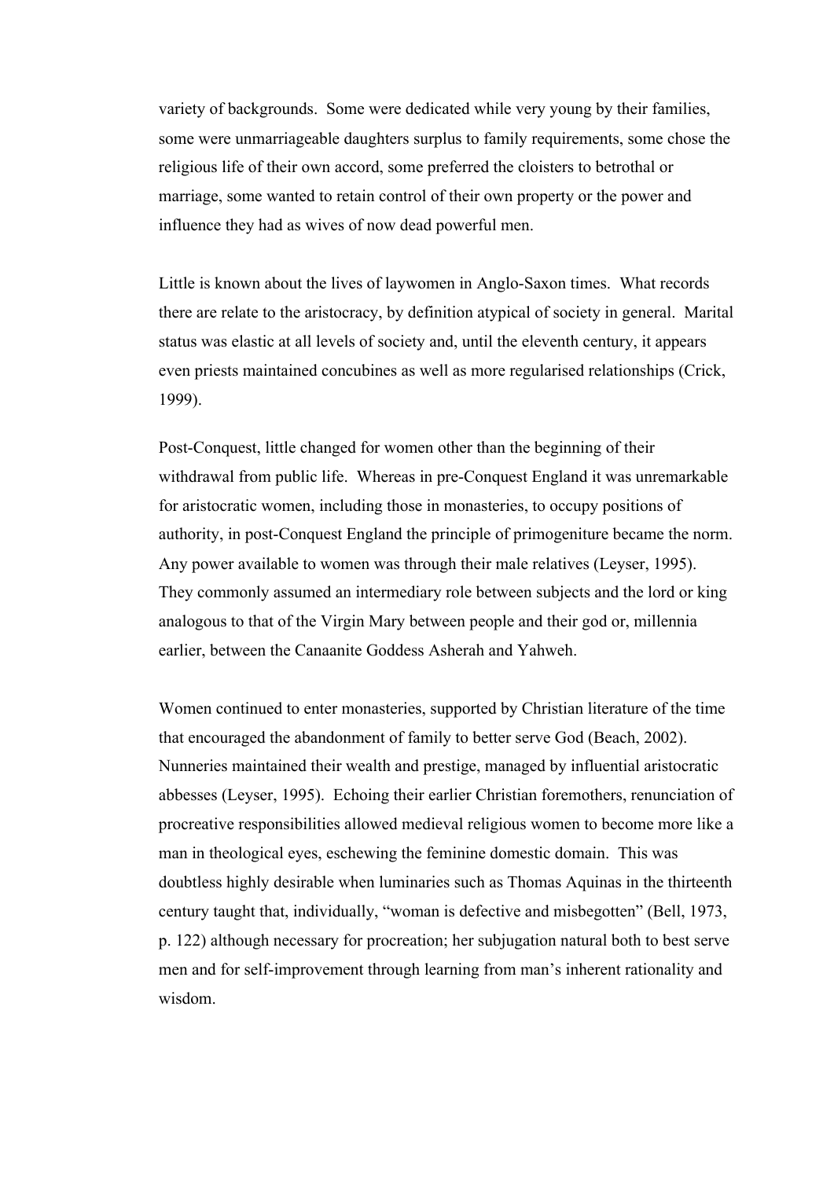variety of backgrounds. Some were dedicated while very young by their families, some were unmarriageable daughters surplus to family requirements, some chose the religious life of their own accord, some preferred the cloisters to betrothal or marriage, some wanted to retain control of their own property or the power and influence they had as wives of now dead powerful men.

Little is known about the lives of laywomen in Anglo-Saxon times. What records there are relate to the aristocracy, by definition atypical of society in general. Marital status was elastic at all levels of society and, until the eleventh century, it appears even priests maintained concubines as well as more regularised relationships (Crick, 1999).

Post-Conquest, little changed for women other than the beginning of their withdrawal from public life. Whereas in pre-Conquest England it was unremarkable for aristocratic women, including those in monasteries, to occupy positions of authority, in post-Conquest England the principle of primogeniture became the norm. Any power available to women was through their male relatives (Leyser, 1995). They commonly assumed an intermediary role between subjects and the lord or king analogous to that of the Virgin Mary between people and their god or, millennia earlier, between the Canaanite Goddess Asherah and Yahweh.

Women continued to enter monasteries, supported by Christian literature of the time that encouraged the abandonment of family to better serve God (Beach, 2002). Nunneries maintained their wealth and prestige, managed by influential aristocratic abbesses (Leyser, 1995). Echoing their earlier Christian foremothers, renunciation of procreative responsibilities allowed medieval religious women to become more like a man in theological eyes, eschewing the feminine domestic domain. This was doubtless highly desirable when luminaries such as Thomas Aquinas in the thirteenth century taught that, individually, "woman is defective and misbegotten" (Bell, 1973, p. 122) although necessary for procreation; her subjugation natural both to best serve men and for self-improvement through learning from man's inherent rationality and wisdom.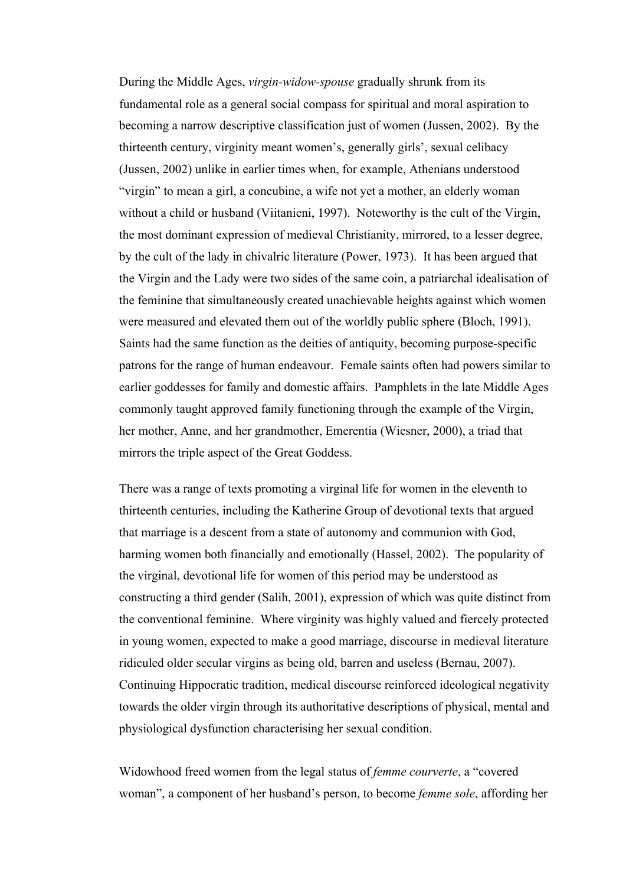During the Middle Ages, *virgin-widow-spouse* gradually shrunk from its fundamental role as a general social compass for spiritual and moral aspiration to becoming a narrow descriptive classification just of women (Jussen, 2002). By the thirteenth century, virginity meant women's, generally girls', sexual celibacy (Jussen, 2002) unlike in earlier times when, for example, Athenians understood "virgin" to mean a girl, a concubine, a wife not yet a mother, an elderly woman without a child or husband (Viitanieni, 1997). Noteworthy is the cult of the Virgin, the most dominant expression of medieval Christianity, mirrored, to a lesser degree, by the cult of the lady in chivalric literature (Power, 1973). It has been argued that the Virgin and the Lady were two sides of the same coin, a patriarchal idealisation of the feminine that simultaneously created unachievable heights against which women were measured and elevated them out of the worldly public sphere (Bloch, 1991). Saints had the same function as the deities of antiquity, becoming purpose-specific patrons for the range of human endeavour. Female saints often had powers similar to earlier goddesses for family and domestic affairs. Pamphlets in the late Middle Ages commonly taught approved family functioning through the example of the Virgin, her mother, Anne, and her grandmother, Emerentia (Wiesner, 2000), a triad that mirrors the triple aspect of the Great Goddess.

There was a range of texts promoting a virginal life for women in the eleventh to thirteenth centuries, including the Katherine Group of devotional texts that argued that marriage is a descent from a state of autonomy and communion with God, harming women both financially and emotionally (Hassel, 2002). The popularity of the virginal, devotional life for women of this period may be understood as constructing a third gender (Salih, 2001), expression of which was quite distinct from the conventional feminine. Where virginity was highly valued and fiercely protected in young women, expected to make a good marriage, discourse in medieval literature ridiculed older secular virgins as being old, barren and useless (Bernau, 2007). Continuing Hippocratic tradition, medical discourse reinforced ideological negativity towards the older virgin through its authoritative descriptions of physical, mental and physiological dysfunction characterising her sexual condition.

Widowhood freed women from the legal status of *femme courverte*, a "covered woman", a component of her husband's person, to become *femme sole*, affording her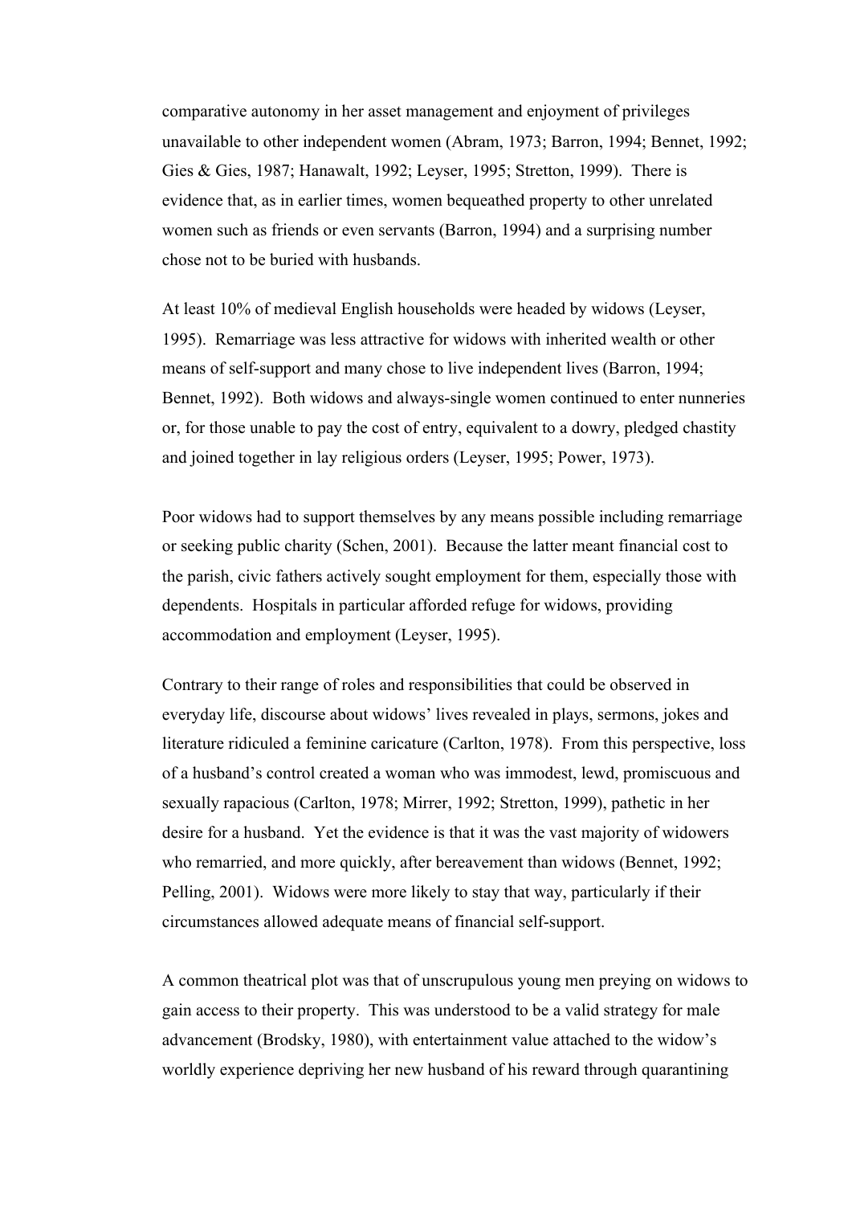comparative autonomy in her asset management and enjoyment of privileges unavailable to other independent women (Abram, 1973; Barron, 1994; Bennet, 1992; Gies & Gies, 1987; Hanawalt, 1992; Leyser, 1995; Stretton, 1999). There is evidence that, as in earlier times, women bequeathed property to other unrelated women such as friends or even servants (Barron, 1994) and a surprising number chose not to be buried with husbands.

At least 10% of medieval English households were headed by widows (Leyser, 1995). Remarriage was less attractive for widows with inherited wealth or other means of self-support and many chose to live independent lives (Barron, 1994; Bennet, 1992). Both widows and always-single women continued to enter nunneries or, for those unable to pay the cost of entry, equivalent to a dowry, pledged chastity and joined together in lay religious orders (Leyser, 1995; Power, 1973).

Poor widows had to support themselves by any means possible including remarriage or seeking public charity (Schen, 2001). Because the latter meant financial cost to the parish, civic fathers actively sought employment for them, especially those with dependents. Hospitals in particular afforded refuge for widows, providing accommodation and employment (Leyser, 1995).

Contrary to their range of roles and responsibilities that could be observed in everyday life, discourse about widows' lives revealed in plays, sermons, jokes and literature ridiculed a feminine caricature (Carlton, 1978). From this perspective, loss of a husband's control created a woman who was immodest, lewd, promiscuous and sexually rapacious (Carlton, 1978; Mirrer, 1992; Stretton, 1999), pathetic in her desire for a husband. Yet the evidence is that it was the vast majority of widowers who remarried, and more quickly, after bereavement than widows (Bennet, 1992; Pelling, 2001). Widows were more likely to stay that way, particularly if their circumstances allowed adequate means of financial self-support.

A common theatrical plot was that of unscrupulous young men preying on widows to gain access to their property. This was understood to be a valid strategy for male advancement (Brodsky, 1980), with entertainment value attached to the widow's worldly experience depriving her new husband of his reward through quarantining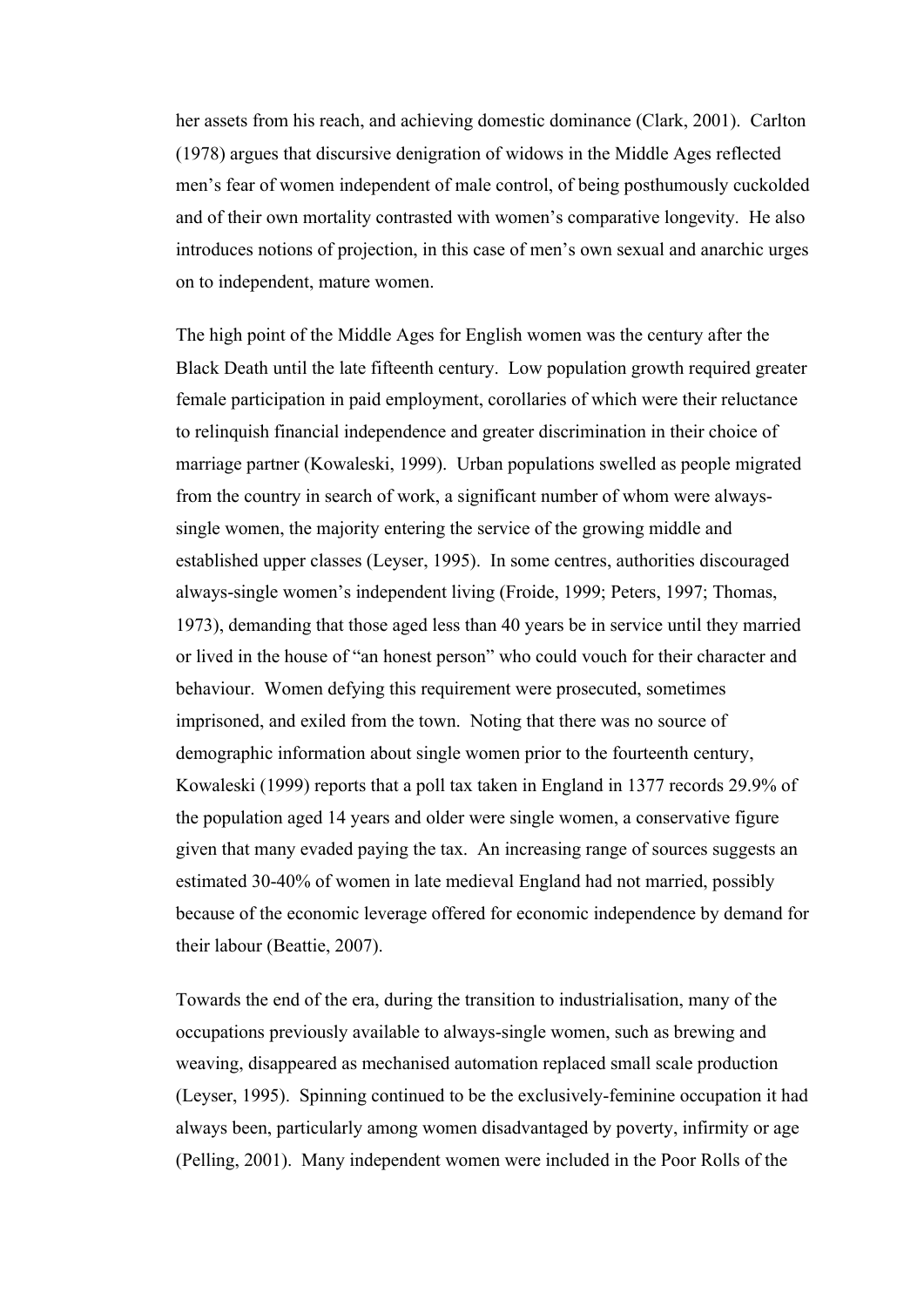her assets from his reach, and achieving domestic dominance (Clark, 2001). Carlton (1978) argues that discursive denigration of widows in the Middle Ages reflected men's fear of women independent of male control, of being posthumously cuckolded and of their own mortality contrasted with women's comparative longevity. He also introduces notions of projection, in this case of men's own sexual and anarchic urges on to independent, mature women.

The high point of the Middle Ages for English women was the century after the Black Death until the late fifteenth century. Low population growth required greater female participation in paid employment, corollaries of which were their reluctance to relinquish financial independence and greater discrimination in their choice of marriage partner (Kowaleski, 1999). Urban populations swelled as people migrated from the country in search of work, a significant number of whom were always-single women, the majority entering the service of the growing middle and established upper classes (Leyser, 1995). In some centres, authorities discouraged always-single women's independent living (Froide, 1999; Peters, 1997; Thomas, 1973), demanding that those aged less than 40 years be in service until they married or lived in the house of "an honest person" who could vouch for their character and behaviour. Women defying this requirement were prosecuted, sometimes imprisoned, and exiled from the town. Noting that there was no source of demographic information about single women prior to the fourteenth century, Kowaleski (1999) reports that a poll tax taken in England in 1377 records 29.9% of the population aged 14 years and older were single women, a conservative figure given that many evaded paying the tax. An increasing range of sources suggests an estimated 30-40% of women in late medieval England had not married, possibly because of the economic leverage offered for economic independence by demand for their labour (Beattie, 2007).

Towards the end of the era, during the transition to industrialisation, many of the occupations previously available to always-single women, such as brewing and weaving, disappeared as mechanised automation replaced small scale production (Leyser, 1995). Spinning continued to be the exclusively-feminine occupation it had always been, particularly among women disadvantaged by poverty, infirmity or age (Pelling, 2001). Many independent women were included in the Poor Rolls of the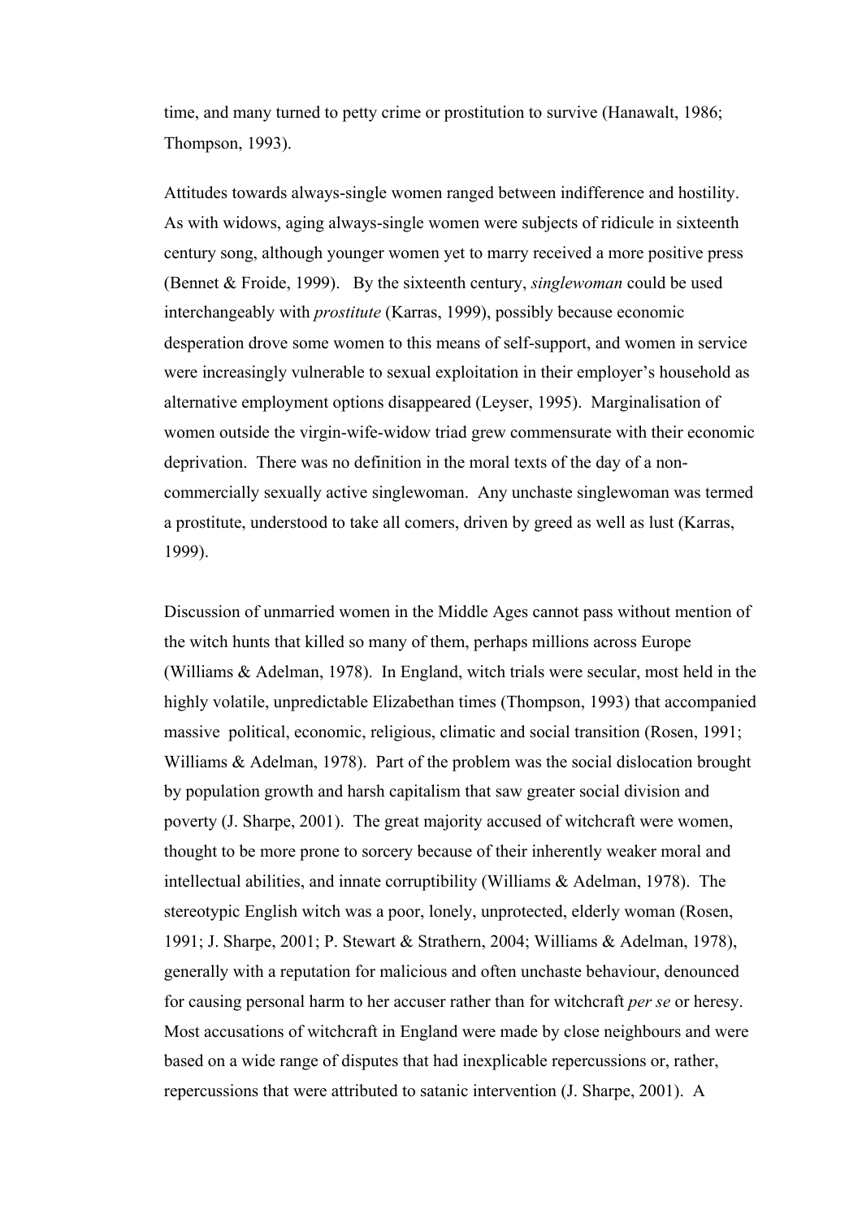time, and many turned to petty crime or prostitution to survive (Hanawalt, 1986; Thompson, 1993).

Attitudes towards always-single women ranged between indifference and hostility. As with widows, aging always-single women were subjects of ridicule in sixteenth century song, although younger women yet to marry received a more positive press (Bennet & Froide, 1999). By the sixteenth century, *singlewoman* could be used interchangeably with *prostitute* (Karras, 1999), possibly because economic desperation drove some women to this means of self-support, and women in service were increasingly vulnerable to sexual exploitation in their employer's household as alternative employment options disappeared (Leyser, 1995). Marginalisation of women outside the virgin-wife-widow triad grew commensurate with their economic deprivation. There was no definition in the moral texts of the day of a non-commercially sexually active singlewoman. Any unchaste singlewoman was termed a prostitute, understood to take all comers, driven by greed as well as lust (Karras, 1999).

Discussion of unmarried women in the Middle Ages cannot pass without mention of the witch hunts that killed so many of them, perhaps millions across Europe (Williams & Adelman, 1978). In England, witch trials were secular, most held in the highly volatile, unpredictable Elizabethan times (Thompson, 1993) that accompanied massive political, economic, religious, climatic and social transition (Rosen, 1991; Williams & Adelman, 1978). Part of the problem was the social dislocation brought by population growth and harsh capitalism that saw greater social division and poverty (J. Sharpe, 2001). The great majority accused of witchcraft were women, thought to be more prone to sorcery because of their inherently weaker moral and intellectual abilities, and innate corruptibility (Williams & Adelman, 1978). The stereotypic English witch was a poor, lonely, unprotected, elderly woman (Rosen, 1991; J. Sharpe, 2001; P. Stewart & Strathern, 2004; Williams & Adelman, 1978), generally with a reputation for malicious and often unchaste behaviour, denounced for causing personal harm to her accuser rather than for witchcraft *per se* or heresy. Most accusations of witchcraft in England were made by close neighbours and were based on a wide range of disputes that had inexplicable repercussions or, rather, repercussions that were attributed to satanic intervention (J. Sharpe, 2001). A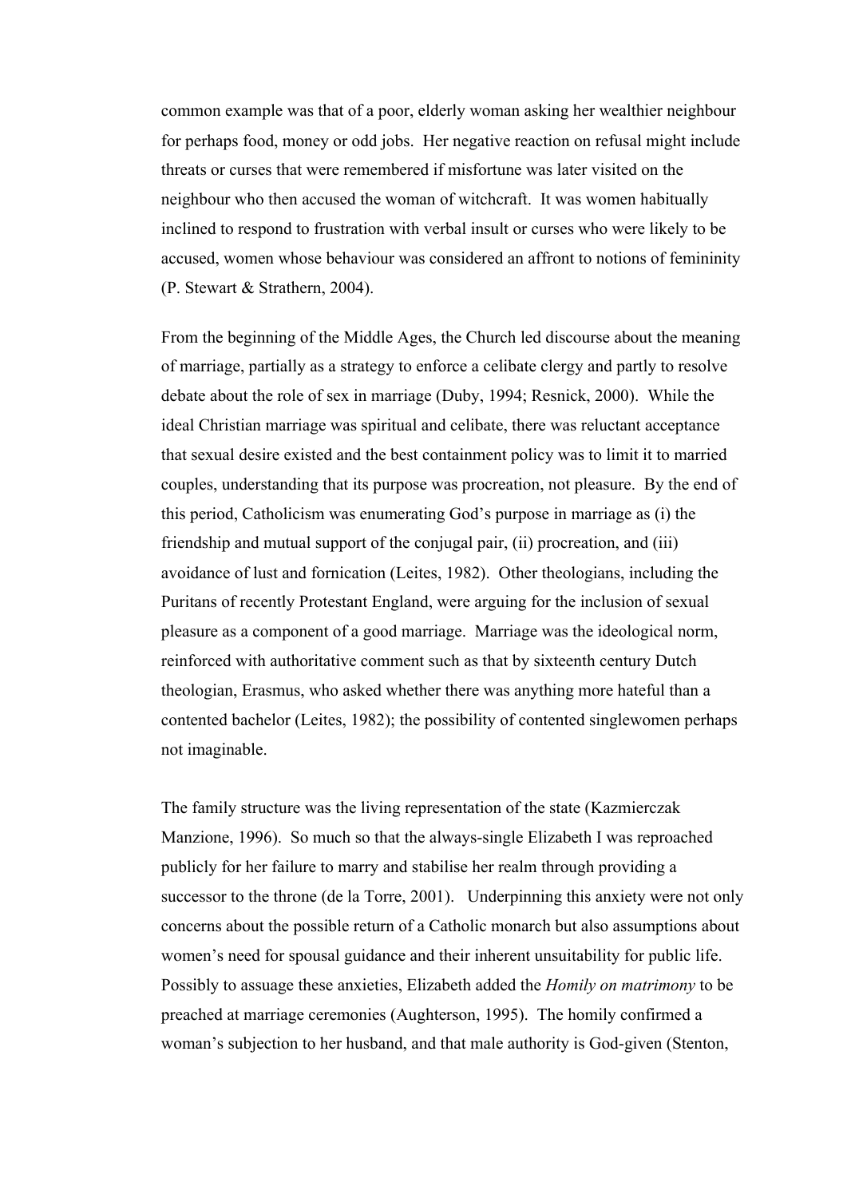common example was that of a poor, elderly woman asking her wealthier neighbour for perhaps food, money or odd jobs. Her negative reaction on refusal might include threats or curses that were remembered if misfortune was later visited on the neighbour who then accused the woman of witchcraft. It was women habitually inclined to respond to frustration with verbal insult or curses who were likely to be accused, women whose behaviour was considered an affront to notions of femininity (P. Stewart & Strathern, 2004).

From the beginning of the Middle Ages, the Church led discourse about the meaning of marriage, partially as a strategy to enforce a celibate clergy and partly to resolve debate about the role of sex in marriage (Duby, 1994; Resnick, 2000). While the ideal Christian marriage was spiritual and celibate, there was reluctant acceptance that sexual desire existed and the best containment policy was to limit it to married couples, understanding that its purpose was procreation, not pleasure. By the end of this period, Catholicism was enumerating God's purpose in marriage as (i) the friendship and mutual support of the conjugal pair, (ii) procreation, and (iii) avoidance of lust and fornication (Leites, 1982). Other theologians, including the Puritans of recently Protestant England, were arguing for the inclusion of sexual pleasure as a component of a good marriage. Marriage was the ideological norm, reinforced with authoritative comment such as that by sixteenth century Dutch theologian, Erasmus, who asked whether there was anything more hateful than a contented bachelor (Leites, 1982); the possibility of contented singlewomen perhaps not imaginable.

The family structure was the living representation of the state (Kazmierczak Manzione, 1996). So much so that the always-single Elizabeth I was reproached publicly for her failure to marry and stabilise her realm through providing a successor to the throne (de la Torre, 2001). Underpinning this anxiety were not only concerns about the possible return of a Catholic monarch but also assumptions about women's need for spousal guidance and their inherent unsuitability for public life. Possibly to assuage these anxieties, Elizabeth added the *Homily on matrimony* to be preached at marriage ceremonies (Aughterson, 1995). The homily confirmed a woman's subjection to her husband, and that male authority is God-given (Stenton,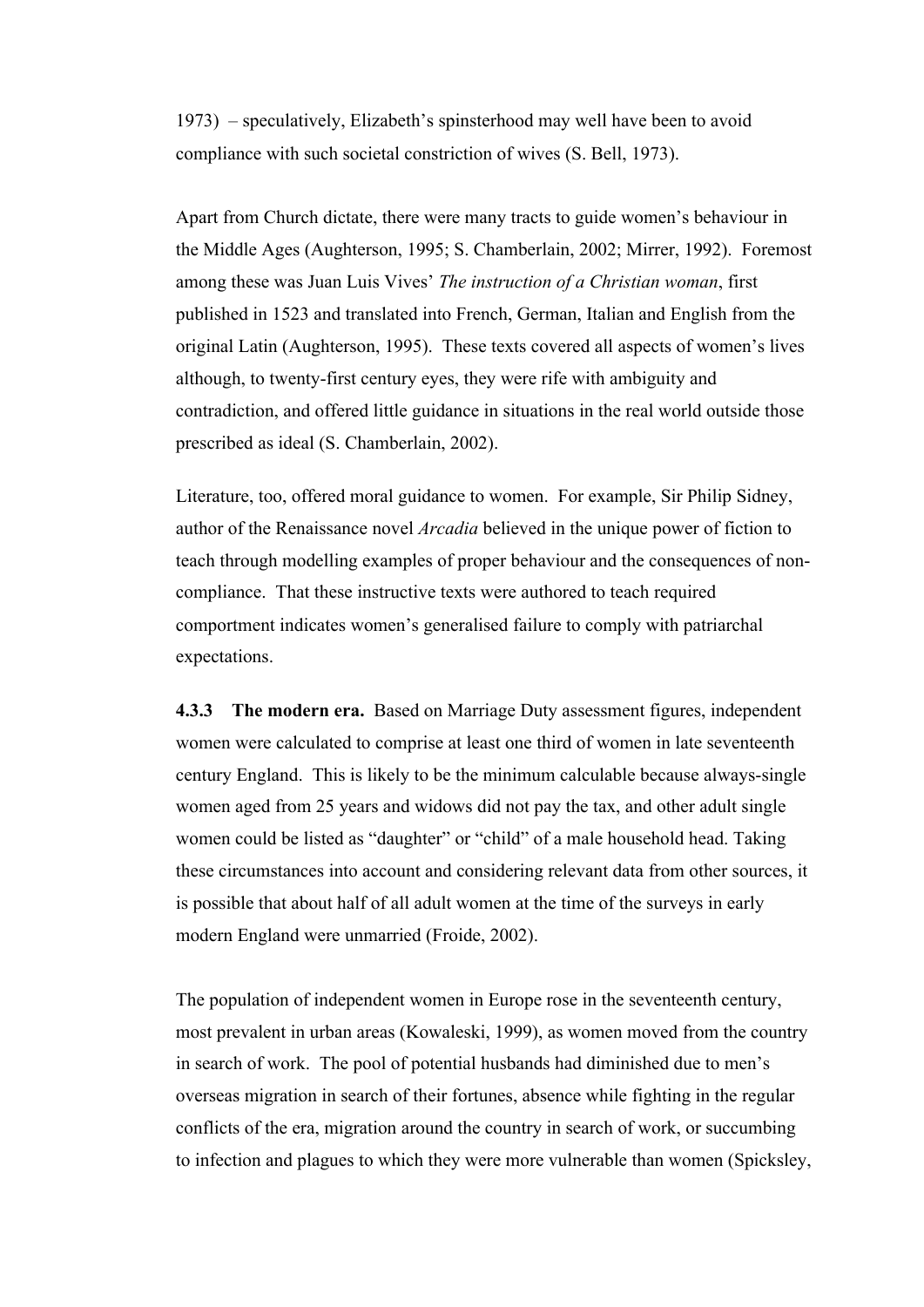1973) – speculatively, Elizabeth's spinsterhood may well have been to avoid compliance with such societal constriction of wives (S. Bell, 1973).

Apart from Church dictate, there were many tracts to guide women's behaviour in the Middle Ages (Aughterson, 1995; S. Chamberlain, 2002; Mirrer, 1992). Foremost among these was Juan Luis Vives' *The instruction of a Christian woman*, first published in 1523 and translated into French, German, Italian and English from the original Latin (Aughterson, 1995). These texts covered all aspects of women's lives although, to twenty-first century eyes, they were rife with ambiguity and contradiction, and offered little guidance in situations in the real world outside those prescribed as ideal (S. Chamberlain, 2002).

Literature, too, offered moral guidance to women. For example, Sir Philip Sidney, author of the Renaissance novel *Arcadia* believed in the unique power of fiction to teach through modelling examples of proper behaviour and the consequences of non-compliance. That these instructive texts were authored to teach required comportment indicates women's generalised failure to comply with patriarchal expectations.

**4.3.3 The modern era.** Based on Marriage Duty assessment figures, independent women were calculated to comprise at least one third of women in late seventeenth century England. This is likely to be the minimum calculable because always-single women aged from 25 years and widows did not pay the tax, and other adult single women could be listed as "daughter" or "child" of a male household head. Taking these circumstances into account and considering relevant data from other sources, it is possible that about half of all adult women at the time of the surveys in early modern England were unmarried (Froide, 2002).

The population of independent women in Europe rose in the seventeenth century, most prevalent in urban areas (Kowaleski, 1999), as women moved from the country in search of work. The pool of potential husbands had diminished due to men's overseas migration in search of their fortunes, absence while fighting in the regular conflicts of the era, migration around the country in search of work, or succumbing to infection and plagues to which they were more vulnerable than women (Spicksley,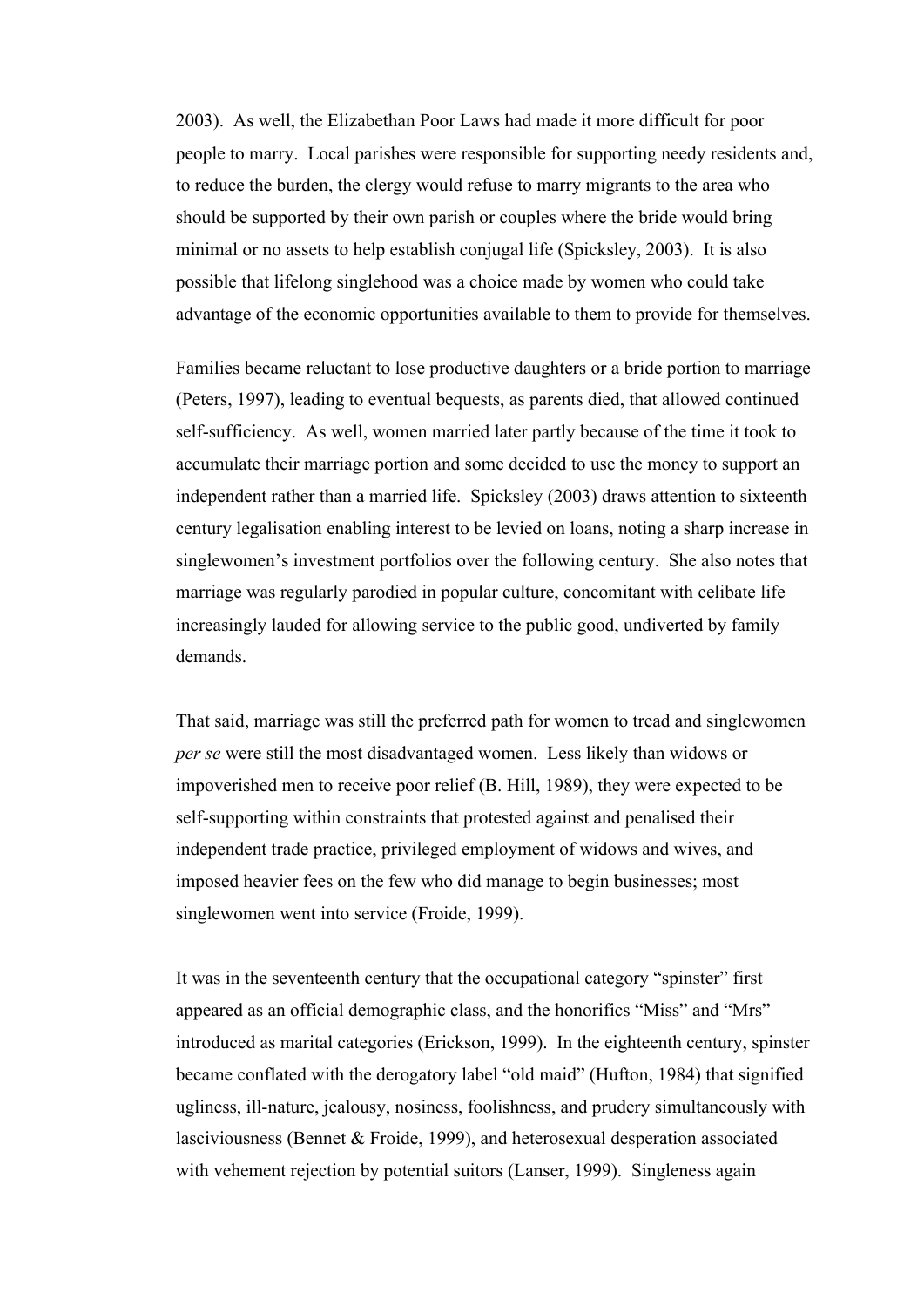2003). As well, the Elizabethan Poor Laws had made it more difficult for poor people to marry. Local parishes were responsible for supporting needy residents and, to reduce the burden, the clergy would refuse to marry migrants to the area who should be supported by their own parish or couples where the bride would bring minimal or no assets to help establish conjugal life (Spicksley, 2003). It is also possible that lifelong singlehood was a choice made by women who could take advantage of the economic opportunities available to them to provide for themselves.

Families became reluctant to lose productive daughters or a bride portion to marriage (Peters, 1997), leading to eventual bequests, as parents died, that allowed continued self-sufficiency. As well, women married later partly because of the time it took to accumulate their marriage portion and some decided to use the money to support an independent rather than a married life. Spicksley (2003) draws attention to sixteenth century legalisation enabling interest to be levied on loans, noting a sharp increase in singlewomen's investment portfolios over the following century. She also notes that marriage was regularly parodied in popular culture, concomitant with celibate life increasingly lauded for allowing service to the public good, undiverted by family demands.

That said, marriage was still the preferred path for women to tread and singlewomen *per se* were still the most disadvantaged women. Less likely than widows or impoverished men to receive poor relief (B. Hill, 1989), they were expected to be self-supporting within constraints that protested against and penalised their independent trade practice, privileged employment of widows and wives, and imposed heavier fees on the few who did manage to begin businesses; most singlewomen went into service (Froide, 1999).

It was in the seventeenth century that the occupational category "spinster" first appeared as an official demographic class, and the honorifics "Miss" and "Mrs" introduced as marital categories (Erickson, 1999). In the eighteenth century, spinster became conflated with the derogatory label "old maid" (Hufton, 1984) that signified ugliness, ill-nature, jealousy, nosiness, foolishness, and prudery simultaneously with lasciviousness (Bennet & Froide, 1999), and heterosexual desperation associated with vehement rejection by potential suitors (Lanser, 1999). Singleness again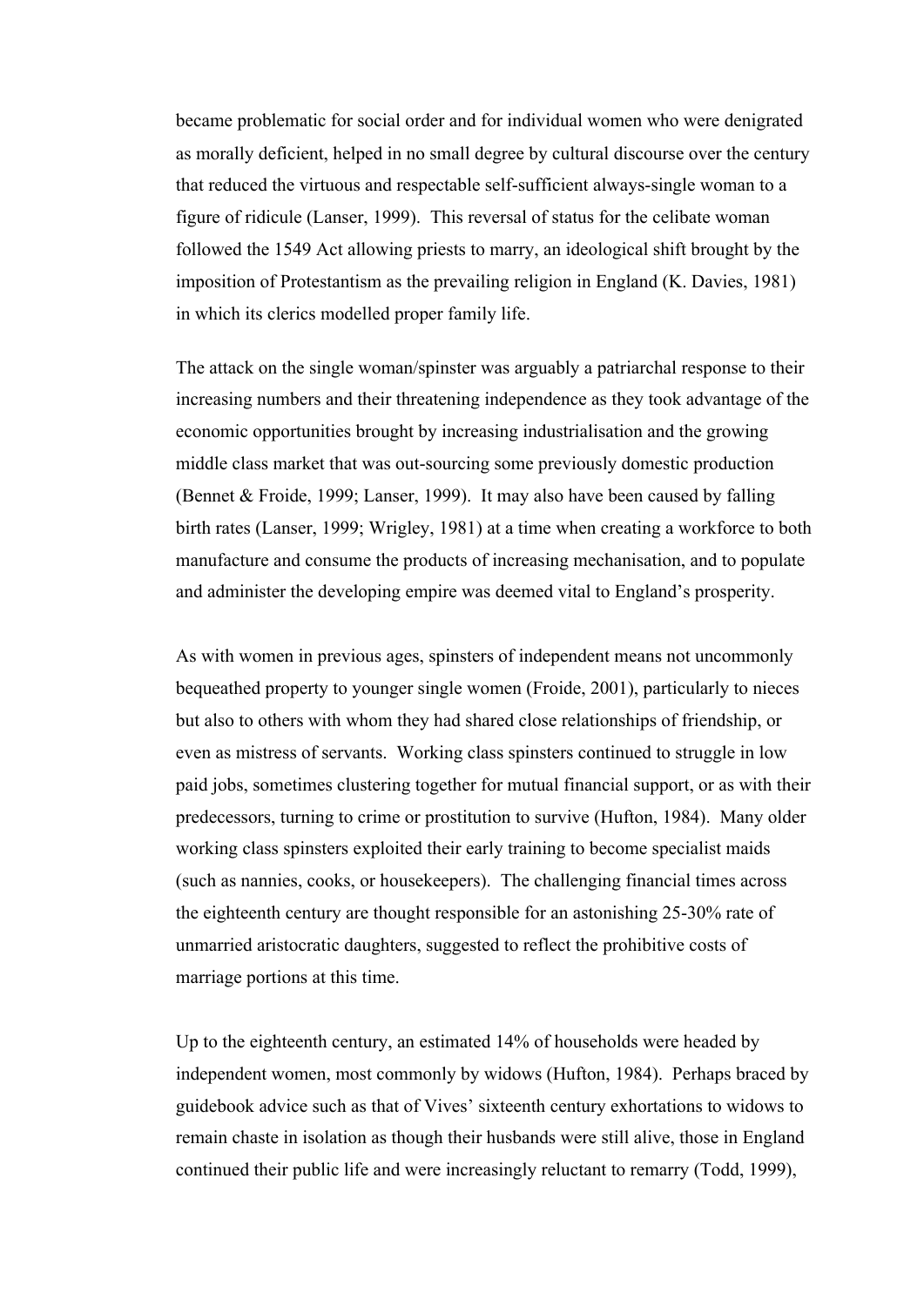became problematic for social order and for individual women who were denigrated as morally deficient, helped in no small degree by cultural discourse over the century that reduced the virtuous and respectable self-sufficient always-single woman to a figure of ridicule (Lanser, 1999). This reversal of status for the celibate woman followed the 1549 Act allowing priests to marry, an ideological shift brought by the imposition of Protestantism as the prevailing religion in England (K. Davies, 1981) in which its clerics modelled proper family life.

The attack on the single woman/spinster was arguably a patriarchal response to their increasing numbers and their threatening independence as they took advantage of the economic opportunities brought by increasing industrialisation and the growing middle class market that was out-sourcing some previously domestic production (Bennet & Froide, 1999; Lanser, 1999). It may also have been caused by falling birth rates (Lanser, 1999; Wrigley, 1981) at a time when creating a workforce to both manufacture and consume the products of increasing mechanisation, and to populate and administer the developing empire was deemed vital to England's prosperity.

As with women in previous ages, spinsters of independent means not uncommonly bequeathed property to younger single women (Froide, 2001), particularly to nieces but also to others with whom they had shared close relationships of friendship, or even as mistress of servants. Working class spinsters continued to struggle in low paid jobs, sometimes clustering together for mutual financial support, or as with their predecessors, turning to crime or prostitution to survive (Hufton, 1984). Many older working class spinsters exploited their early training to become specialist maids (such as nannies, cooks, or housekeepers). The challenging financial times across the eighteenth century are thought responsible for an astonishing 25-30% rate of unmarried aristocratic daughters, suggested to reflect the prohibitive costs of marriage portions at this time.

Up to the eighteenth century, an estimated 14% of households were headed by independent women, most commonly by widows (Hufton, 1984). Perhaps braced by guidebook advice such as that of Vives' sixteenth century exhortations to widows to remain chaste in isolation as though their husbands were still alive, those in England continued their public life and were increasingly reluctant to remarry (Todd, 1999),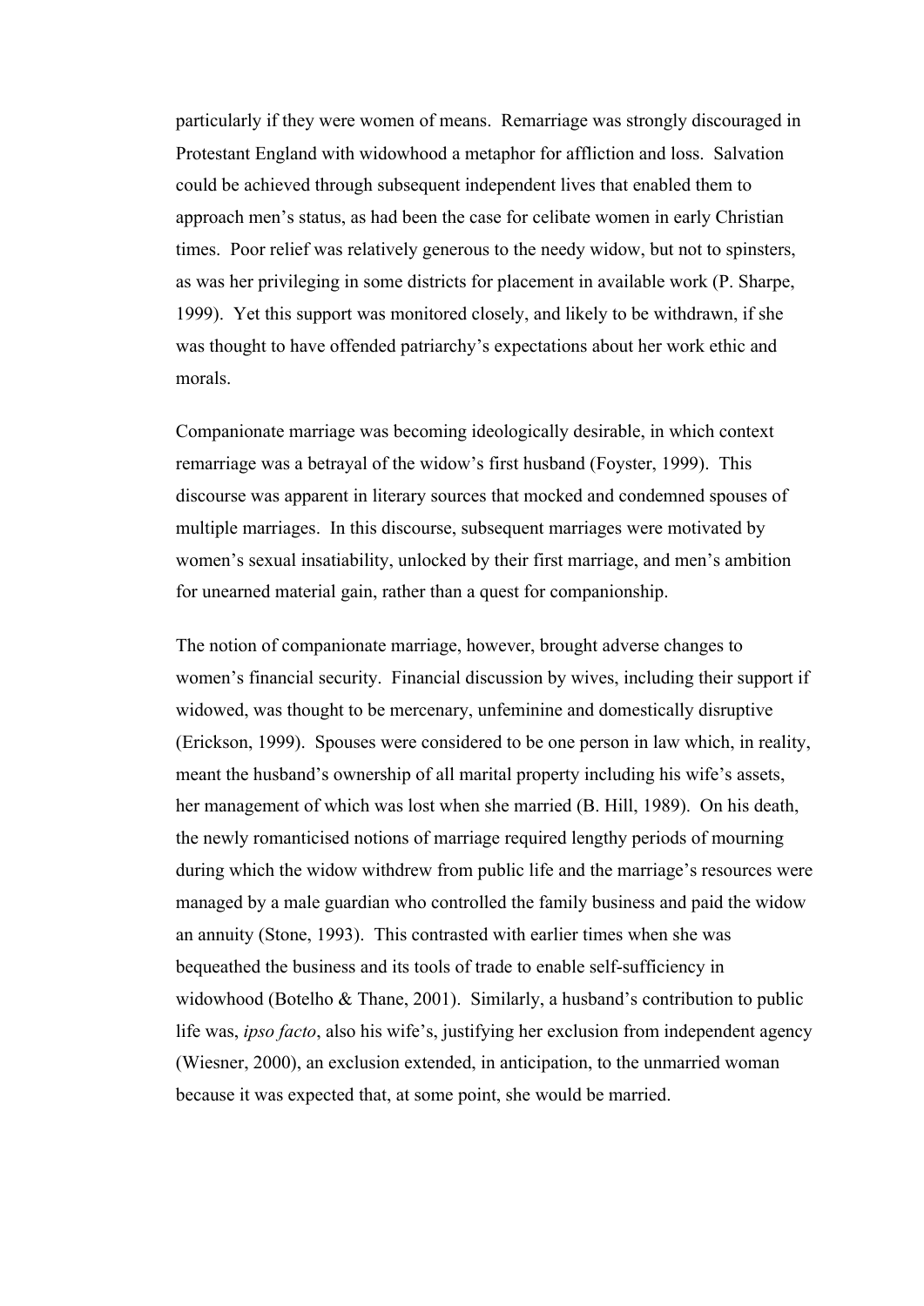particularly if they were women of means. Remarriage was strongly discouraged in Protestant England with widowhood a metaphor for affliction and loss. Salvation could be achieved through subsequent independent lives that enabled them to approach men's status, as had been the case for celibate women in early Christian times. Poor relief was relatively generous to the needy widow, but not to spinsters, as was her privileging in some districts for placement in available work (P. Sharpe, 1999). Yet this support was monitored closely, and likely to be withdrawn, if she was thought to have offended patriarchy's expectations about her work ethic and morals.

Companionate marriage was becoming ideologically desirable, in which context remarriage was a betrayal of the widow's first husband (Foyster, 1999). This discourse was apparent in literary sources that mocked and condemned spouses of multiple marriages. In this discourse, subsequent marriages were motivated by women's sexual insatiability, unlocked by their first marriage, and men's ambition for unearned material gain, rather than a quest for companionship.

The notion of companionate marriage, however, brought adverse changes to women's financial security. Financial discussion by wives, including their support if widowed, was thought to be mercenary, unfeminine and domestically disruptive (Erickson, 1999). Spouses were considered to be one person in law which, in reality, meant the husband's ownership of all marital property including his wife's assets, her management of which was lost when she married (B. Hill, 1989). On his death, the newly romanticised notions of marriage required lengthy periods of mourning during which the widow withdrew from public life and the marriage's resources were managed by a male guardian who controlled the family business and paid the widow an annuity (Stone, 1993). This contrasted with earlier times when she was bequeathed the business and its tools of trade to enable self-sufficiency in widowhood (Botelho & Thane, 2001). Similarly, a husband's contribution to public life was, *ipso facto*, also his wife's, justifying her exclusion from independent agency (Wiesner, 2000), an exclusion extended, in anticipation, to the unmarried woman because it was expected that, at some point, she would be married.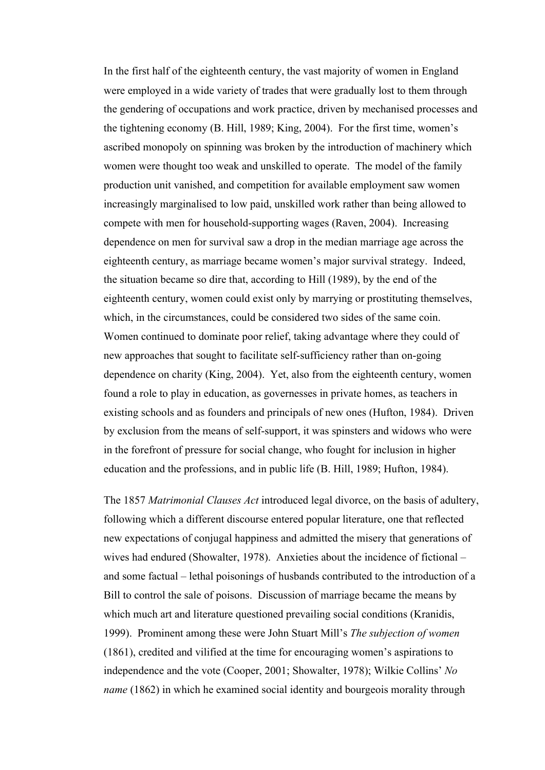In the first half of the eighteenth century, the vast majority of women in England were employed in a wide variety of trades that were gradually lost to them through the gendering of occupations and work practice, driven by mechanised processes and the tightening economy (B. Hill, 1989; King, 2004). For the first time, women's ascribed monopoly on spinning was broken by the introduction of machinery which women were thought too weak and unskilled to operate. The model of the family production unit vanished, and competition for available employment saw women increasingly marginalised to low paid, unskilled work rather than being allowed to compete with men for household-supporting wages (Raven, 2004). Increasing dependence on men for survival saw a drop in the median marriage age across the eighteenth century, as marriage became women's major survival strategy. Indeed, the situation became so dire that, according to Hill (1989), by the end of the eighteenth century, women could exist only by marrying or prostituting themselves, which, in the circumstances, could be considered two sides of the same coin. Women continued to dominate poor relief, taking advantage where they could of new approaches that sought to facilitate self-sufficiency rather than on-going dependence on charity (King, 2004). Yet, also from the eighteenth century, women found a role to play in education, as governesses in private homes, as teachers in existing schools and as founders and principals of new ones (Hufton, 1984). Driven by exclusion from the means of self-support, it was spinsters and widows who were in the forefront of pressure for social change, who fought for inclusion in higher education and the professions, and in public life (B. Hill, 1989; Hufton, 1984).

The 1857 *Matrimonial Clauses Act* introduced legal divorce, on the basis of adultery, following which a different discourse entered popular literature, one that reflected new expectations of conjugal happiness and admitted the misery that generations of wives had endured (Showalter, 1978). Anxieties about the incidence of fictional – and some factual – lethal poisonings of husbands contributed to the introduction of a Bill to control the sale of poisons. Discussion of marriage became the means by which much art and literature questioned prevailing social conditions (Kranidis, 1999). Prominent among these were John Stuart Mill's *The subjection of women* (1861), credited and vilified at the time for encouraging women's aspirations to independence and the vote (Cooper, 2001; Showalter, 1978); Wilkie Collins' *No name* (1862) in which he examined social identity and bourgeois morality through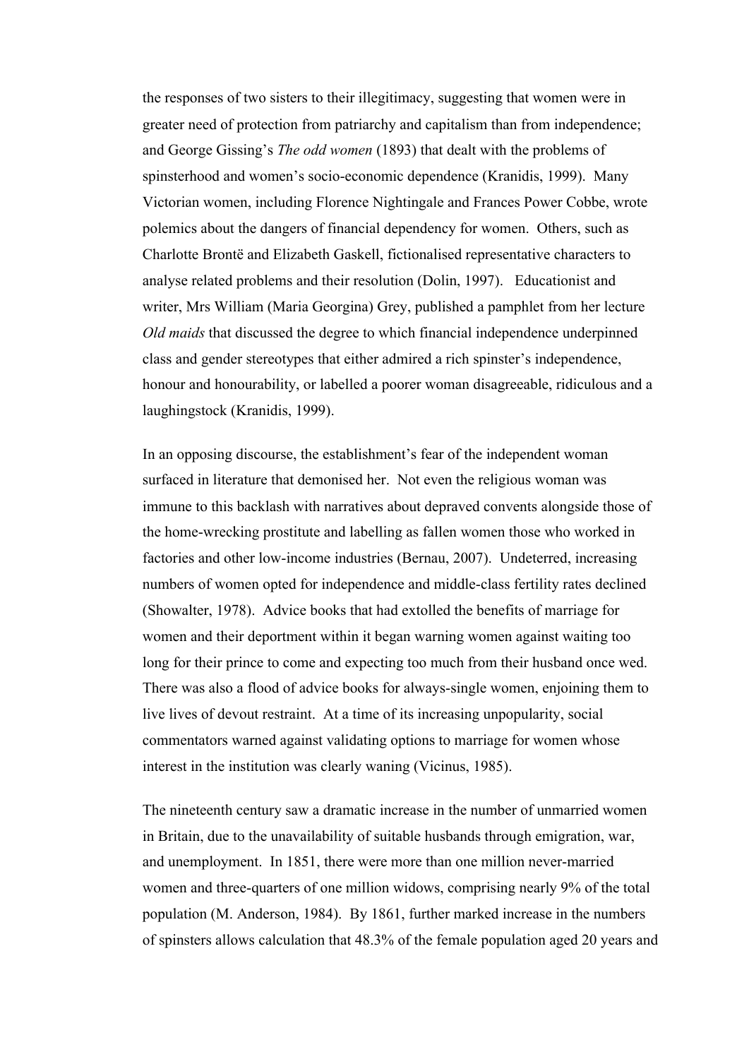the responses of two sisters to their illegitimacy, suggesting that women were in greater need of protection from patriarchy and capitalism than from independence; and George Gissing's *The odd women* (1893) that dealt with the problems of spinsterhood and women's socio-economic dependence (Kranidis, 1999). Many Victorian women, including Florence Nightingale and Frances Power Cobbe, wrote polemics about the dangers of financial dependency for women. Others, such as Charlotte Brontë and Elizabeth Gaskell, fictionalised representative characters to analyse related problems and their resolution (Dolin, 1997). Educationist and writer, Mrs William (Maria Georgina) Grey, published a pamphlet from her lecture *Old maids* that discussed the degree to which financial independence underpinned class and gender stereotypes that either admired a rich spinster's independence, honour and honourability, or labelled a poorer woman disagreeable, ridiculous and a laughingstock (Kranidis, 1999).

In an opposing discourse, the establishment's fear of the independent woman surfaced in literature that demonised her. Not even the religious woman was immune to this backlash with narratives about depraved convents alongside those of the home-wrecking prostitute and labelling as fallen women those who worked in factories and other low-income industries (Bernau, 2007). Undeterred, increasing numbers of women opted for independence and middle-class fertility rates declined (Showalter, 1978). Advice books that had extolled the benefits of marriage for women and their deportment within it began warning women against waiting too long for their prince to come and expecting too much from their husband once wed. There was also a flood of advice books for always-single women, enjoining them to live lives of devout restraint. At a time of its increasing unpopularity, social commentators warned against validating options to marriage for women whose interest in the institution was clearly waning (Vicinus, 1985).

The nineteenth century saw a dramatic increase in the number of unmarried women in Britain, due to the unavailability of suitable husbands through emigration, war, and unemployment. In 1851, there were more than one million never-married women and three-quarters of one million widows, comprising nearly 9% of the total population (M. Anderson, 1984). By 1861, further marked increase in the numbers of spinsters allows calculation that 48.3% of the female population aged 20 years and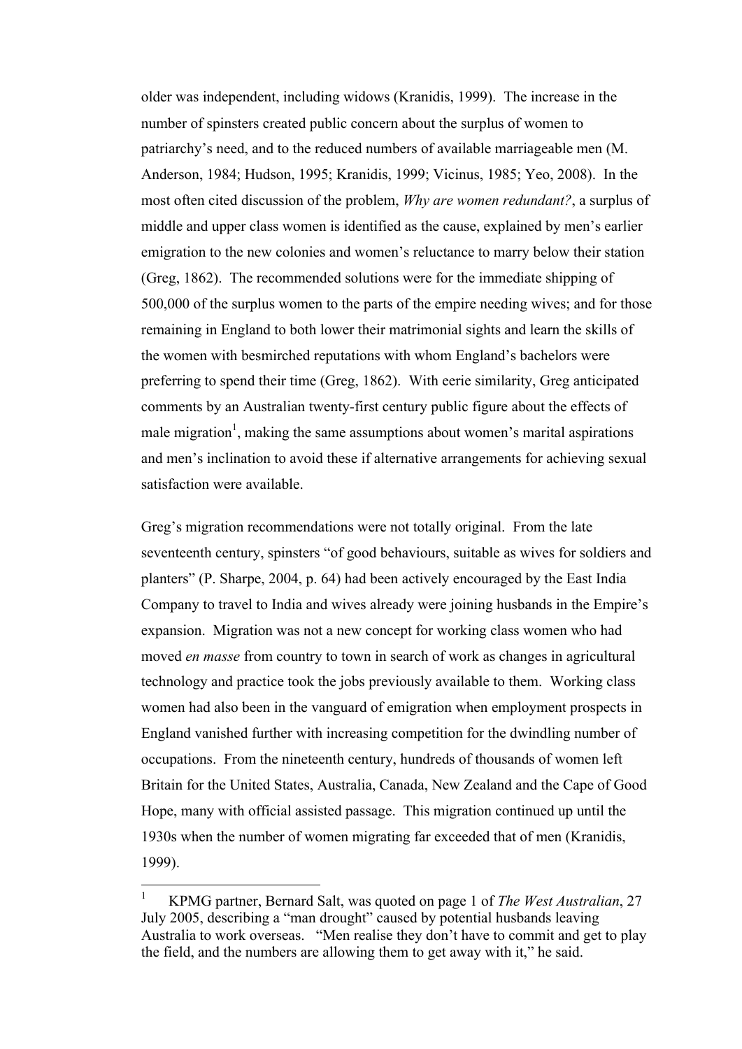older was independent, including widows (Kranidis, 1999). The increase in the number of spinsters created public concern about the surplus of women to patriarchy's need, and to the reduced numbers of available marriageable men (M. Anderson, 1984; Hudson, 1995; Kranidis, 1999; Vicinus, 1985; Yeo, 2008). In the most often cited discussion of the problem, *Why are women redundant?*, a surplus of middle and upper class women is identified as the cause, explained by men's earlier emigration to the new colonies and women's reluctance to marry below their station (Greg, 1862). The recommended solutions were for the immediate shipping of 500,000 of the surplus women to the parts of the empire needing wives; and for those remaining in England to both lower their matrimonial sights and learn the skills of the women with besmirched reputations with whom England's bachelors were preferring to spend their time (Greg, 1862). With eerie similarity, Greg anticipated comments by an Australian twenty-first century public figure about the effects of male migration[1], making the same assumptions about women's marital aspirations and men's inclination to avoid these if alternative arrangements for achieving sexual satisfaction were available.

Greg's migration recommendations were not totally original. From the late seventeenth century, spinsters "of good behaviours, suitable as wives for soldiers and planters" (P. Sharpe, 2004, p. 64) had been actively encouraged by the East India Company to travel to India and wives already were joining husbands in the Empire's expansion. Migration was not a new concept for working class women who had moved *en masse* from country to town in search of work as changes in agricultural technology and practice took the jobs previously available to them. Working class women had also been in the vanguard of emigration when employment prospects in England vanished further with increasing competition for the dwindling number of occupations. From the nineteenth century, hundreds of thousands of women left Britain for the United States, Australia, Canada, New Zealand and the Cape of Good Hope, many with official assisted passage. This migration continued up until the 1930s when the number of women migrating far exceeded that of men (Kranidis, 1999).

---

[1] KPMG partner, Bernard Salt, was quoted on page 1 of *The West Australian*, 27 July 2005, describing a "man drought" caused by potential husbands leaving Australia to work overseas. "Men realise they don't have to commit and get to play the field, and the numbers are allowing them to get away with it," he said.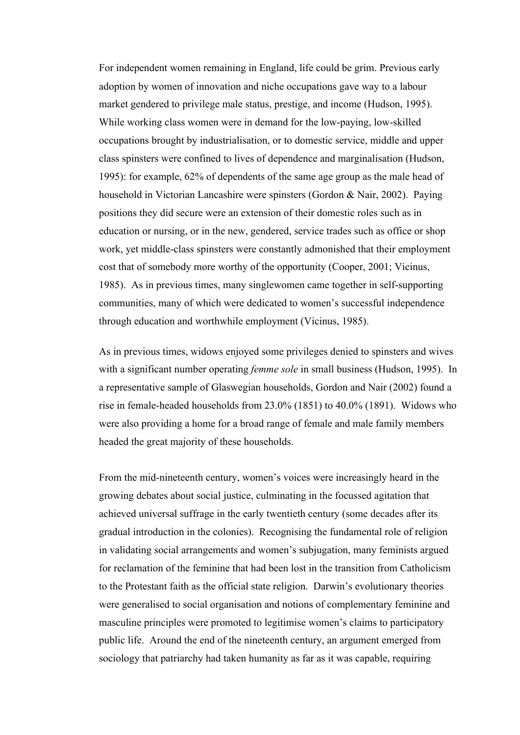For independent women remaining in England, life could be grim. Previous early adoption by women of innovation and niche occupations gave way to a labour market gendered to privilege male status, prestige, and income (Hudson, 1995). While working class women were in demand for the low-paying, low-skilled occupations brought by industrialisation, or to domestic service, middle and upper class spinsters were confined to lives of dependence and marginalisation (Hudson, 1995): for example, 62% of dependents of the same age group as the male head of household in Victorian Lancashire were spinsters (Gordon & Nair, 2002). Paying positions they did secure were an extension of their domestic roles such as in education or nursing, or in the new, gendered, service trades such as office or shop work, yet middle-class spinsters were constantly admonished that their employment cost that of somebody more worthy of the opportunity (Cooper, 2001; Vicinus, 1985). As in previous times, many singlewomen came together in self-supporting communities, many of which were dedicated to women's successful independence through education and worthwhile employment (Vicinus, 1985).

As in previous times, widows enjoyed some privileges denied to spinsters and wives with a significant number operating *femme sole* in small business (Hudson, 1995). In a representative sample of Glaswegian households, Gordon and Nair (2002) found a rise in female-headed households from 23.0% (1851) to 40.0% (1891). Widows who were also providing a home for a broad range of female and male family members headed the great majority of these households.

From the mid-nineteenth century, women's voices were increasingly heard in the growing debates about social justice, culminating in the focussed agitation that achieved universal suffrage in the early twentieth century (some decades after its gradual introduction in the colonies). Recognising the fundamental role of religion in validating social arrangements and women's subjugation, many feminists argued for reclamation of the feminine that had been lost in the transition from Catholicism to the Protestant faith as the official state religion. Darwin's evolutionary theories were generalised to social organisation and notions of complementary feminine and masculine principles were promoted to legitimise women's claims to participatory public life. Around the end of the nineteenth century, an argument emerged from sociology that patriarchy had taken humanity as far as it was capable, requiring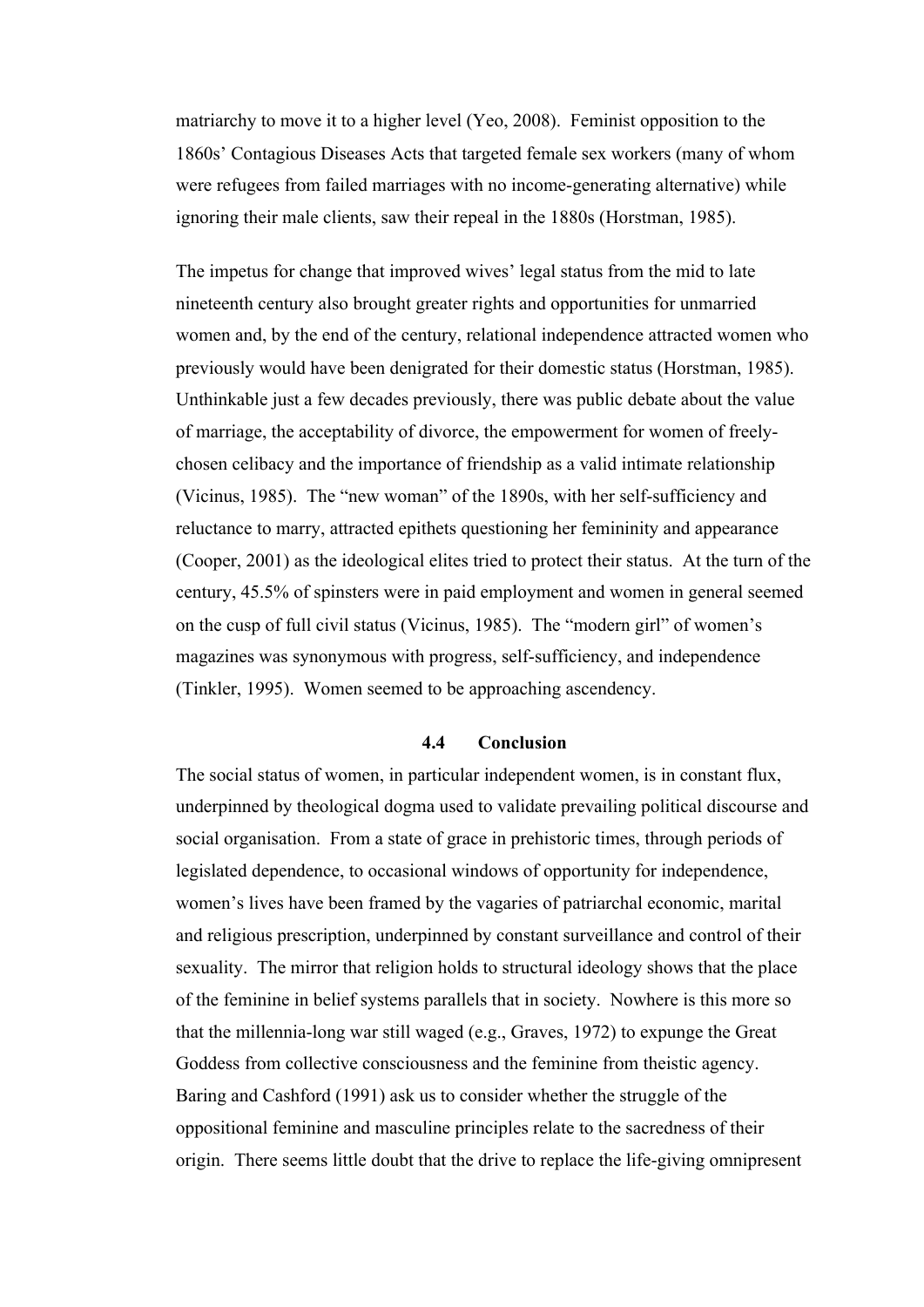matriarchy to move it to a higher level (Yeo, 2008). Feminist opposition to the 1860s' Contagious Diseases Acts that targeted female sex workers (many of whom were refugees from failed marriages with no income-generating alternative) while ignoring their male clients, saw their repeal in the 1880s (Horstman, 1985).

The impetus for change that improved wives' legal status from the mid to late nineteenth century also brought greater rights and opportunities for unmarried women and, by the end of the century, relational independence attracted women who previously would have been denigrated for their domestic status (Horstman, 1985). Unthinkable just a few decades previously, there was public debate about the value of marriage, the acceptability of divorce, the empowerment for women of freely-chosen celibacy and the importance of friendship as a valid intimate relationship (Vicinus, 1985). The "new woman" of the 1890s, with her self-sufficiency and reluctance to marry, attracted epithets questioning her femininity and appearance (Cooper, 2001) as the ideological elites tried to protect their status. At the turn of the century, 45.5% of spinsters were in paid employment and women in general seemed on the cusp of full civil status (Vicinus, 1985). The "modern girl" of women's magazines was synonymous with progress, self-sufficiency, and independence (Tinkler, 1995). Women seemed to be approaching ascendency.

### 4.4 Conclusion

The social status of women, in particular independent women, is in constant flux, underpinned by theological dogma used to validate prevailing political discourse and social organisation. From a state of grace in prehistoric times, through periods of legislated dependence, to occasional windows of opportunity for independence, women's lives have been framed by the vagaries of patriarchal economic, marital and religious prescription, underpinned by constant surveillance and control of their sexuality. The mirror that religion holds to structural ideology shows that the place of the feminine in belief systems parallels that in society. Nowhere is this more so that the millennia-long war still waged (e.g., Graves, 1972) to expunge the Great Goddess from collective consciousness and the feminine from theistic agency. Baring and Cashford (1991) ask us to consider whether the struggle of the oppositional feminine and masculine principles relate to the sacredness of their origin. There seems little doubt that the drive to replace the life-giving omnipresent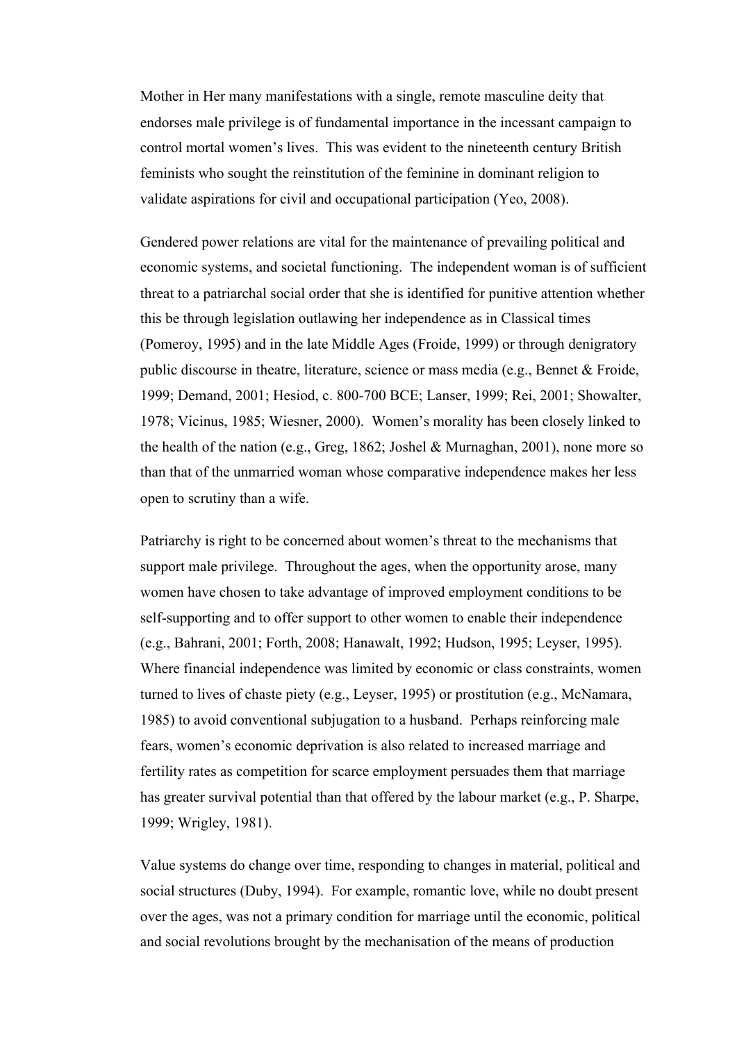Mother in Her many manifestations with a single, remote masculine deity that endorses male privilege is of fundamental importance in the incessant campaign to control mortal women's lives. This was evident to the nineteenth century British feminists who sought the reinstitution of the feminine in dominant religion to validate aspirations for civil and occupational participation (Yeo, 2008).

Gendered power relations are vital for the maintenance of prevailing political and economic systems, and societal functioning. The independent woman is of sufficient threat to a patriarchal social order that she is identified for punitive attention whether this be through legislation outlawing her independence as in Classical times (Pomeroy, 1995) and in the late Middle Ages (Froide, 1999) or through denigratory public discourse in theatre, literature, science or mass media (e.g., Bennet & Froide, 1999; Demand, 2001; Hesiod, c. 800-700 BCE; Lanser, 1999; Rei, 2001; Showalter, 1978; Vicinus, 1985; Wiesner, 2000). Women's morality has been closely linked to the health of the nation (e.g., Greg, 1862; Joshel & Murnaghan, 2001), none more so than that of the unmarried woman whose comparative independence makes her less open to scrutiny than a wife.

Patriarchy is right to be concerned about women's threat to the mechanisms that support male privilege. Throughout the ages, when the opportunity arose, many women have chosen to take advantage of improved employment conditions to be self-supporting and to offer support to other women to enable their independence (e.g., Bahrani, 2001; Forth, 2008; Hanawalt, 1992; Hudson, 1995; Leyser, 1995). Where financial independence was limited by economic or class constraints, women turned to lives of chaste piety (e.g., Leyser, 1995) or prostitution (e.g., McNamara, 1985) to avoid conventional subjugation to a husband. Perhaps reinforcing male fears, women's economic deprivation is also related to increased marriage and fertility rates as competition for scarce employment persuades them that marriage has greater survival potential than that offered by the labour market (e.g., P. Sharpe, 1999; Wrigley, 1981).

Value systems do change over time, responding to changes in material, political and social structures (Duby, 1994). For example, romantic love, while no doubt present over the ages, was not a primary condition for marriage until the economic, political and social revolutions brought by the mechanisation of the means of production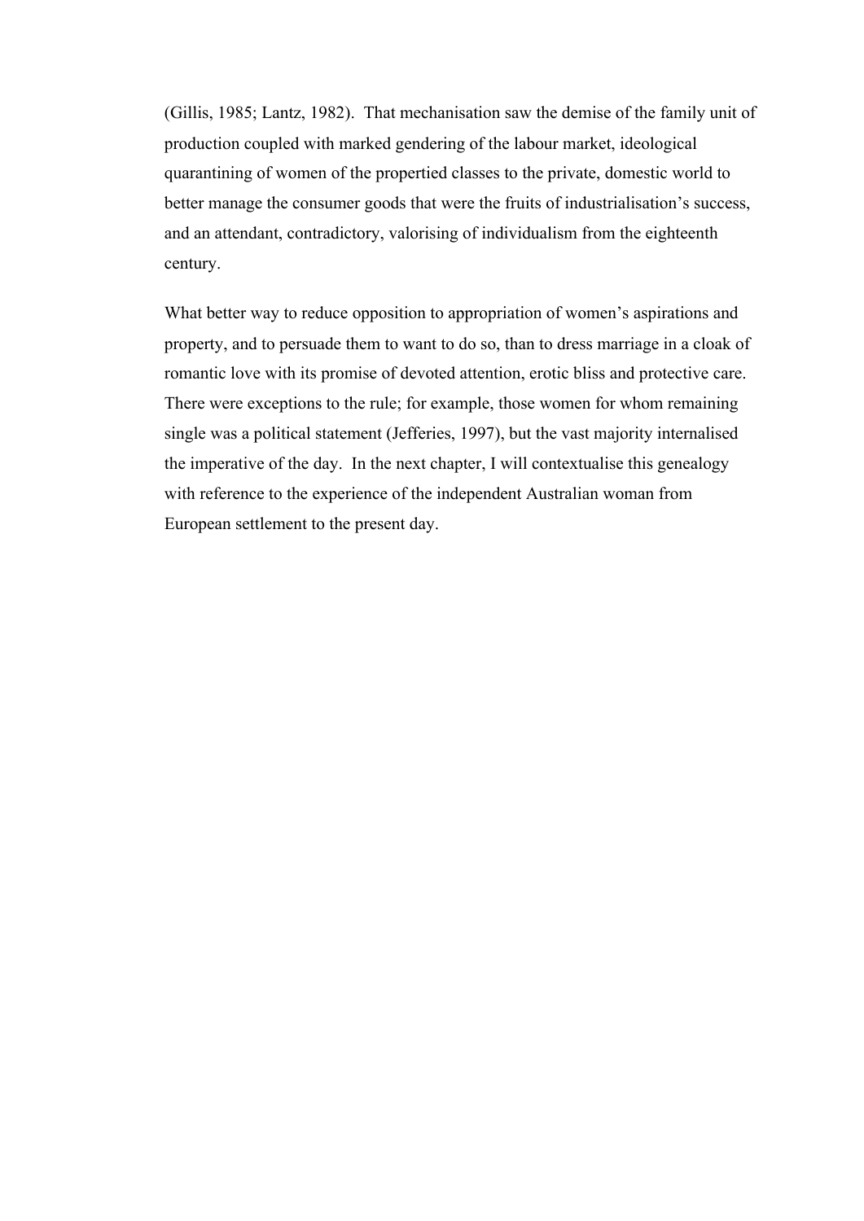(Gillis, 1985; Lantz, 1982). That mechanisation saw the demise of the family unit of production coupled with marked gendering of the labour market, ideological quarantining of women of the propertied classes to the private, domestic world to better manage the consumer goods that were the fruits of industrialisation's success, and an attendant, contradictory, valorising of individualism from the eighteenth century.

What better way to reduce opposition to appropriation of women's aspirations and property, and to persuade them to want to do so, than to dress marriage in a cloak of romantic love with its promise of devoted attention, erotic bliss and protective care. There were exceptions to the rule; for example, those women for whom remaining single was a political statement (Jefferies, 1997), but the vast majority internalised the imperative of the day. In the next chapter, I will contextualise this genealogy with reference to the experience of the independent Australian woman from European settlement to the present day.